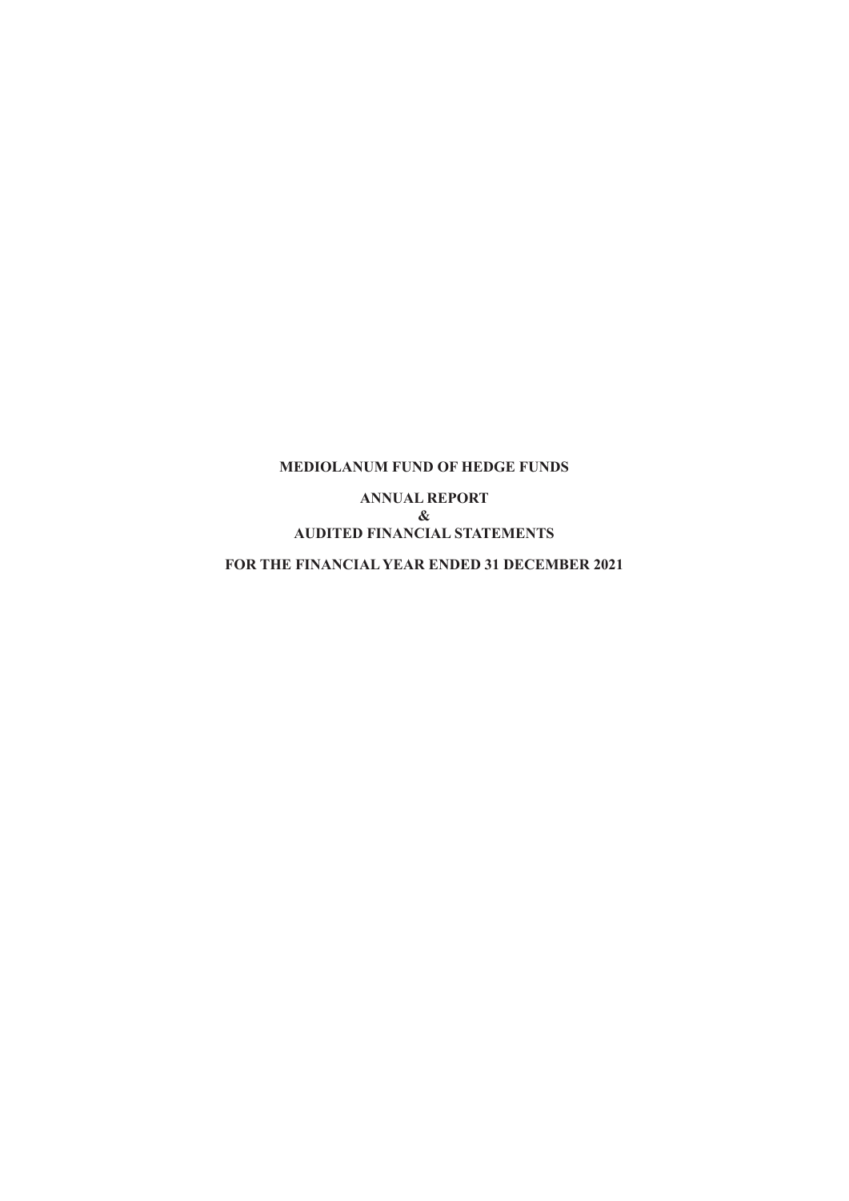# MEDIOLANUM FUND OF HEDGE FUNDS

## ANNUAL REPORT
## &
## AUDITED FINANCIAL STATEMENTS

## FOR THE FINANCIAL YEAR ENDED 31 DECEMBER 2021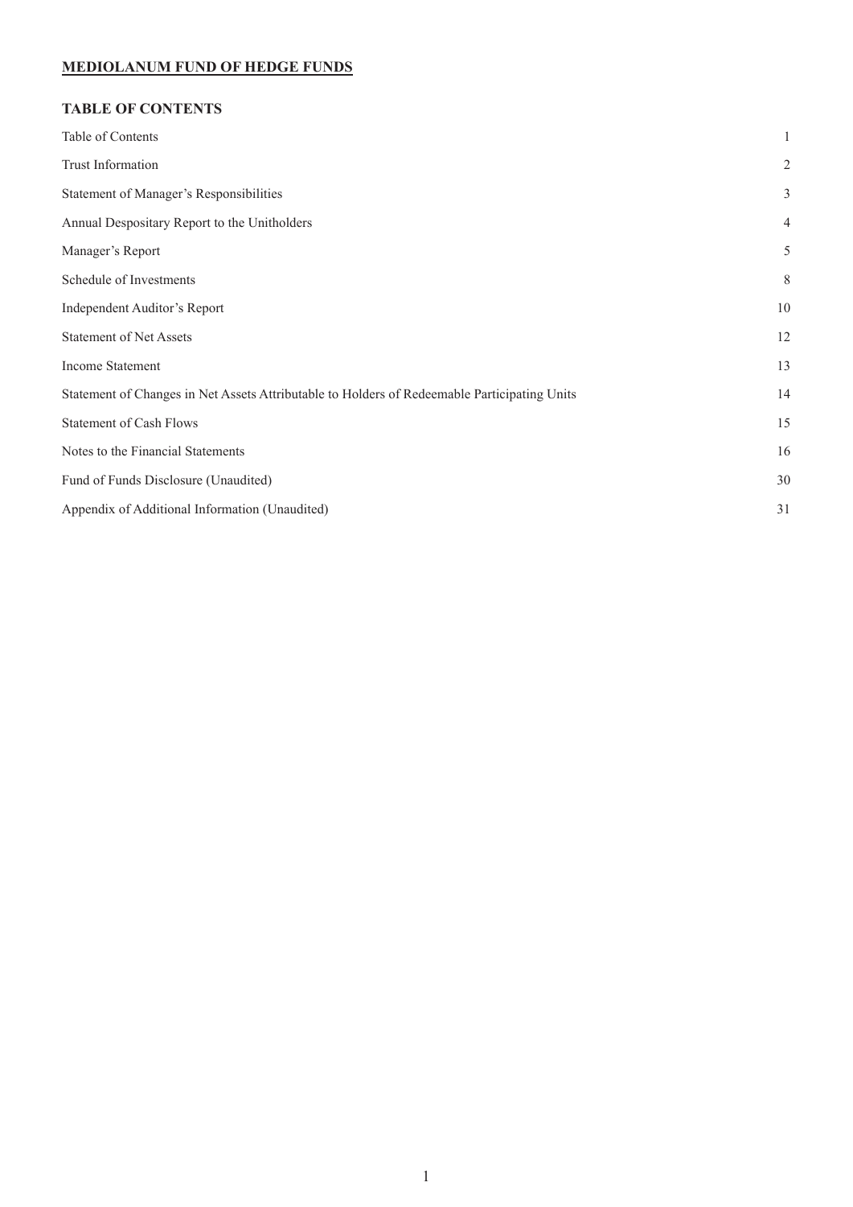**MEDIOLANUM FUND OF HEDGE FUNDS**

## TABLE OF CONTENTS

| | |
|---|---|
| Table of Contents | 1 |
| Trust Information | 2 |
| Statement of Manager's Responsibilities | 3 |
| Annual Despositary Report to the Unitholders | 4 |
| Manager's Report | 5 |
| Schedule of Investments | 8 |
| Independent Auditor's Report | 10 |
| Statement of Net Assets | 12 |
| Income Statement | 13 |
| Statement of Changes in Net Assets Attributable to Holders of Redeemable Participating Units | 14 |
| Statement of Cash Flows | 15 |
| Notes to the Financial Statements | 16 |
| Fund of Funds Disclosure (Unaudited) | 30 |
| Appendix of Additional Information (Unaudited) | 31 |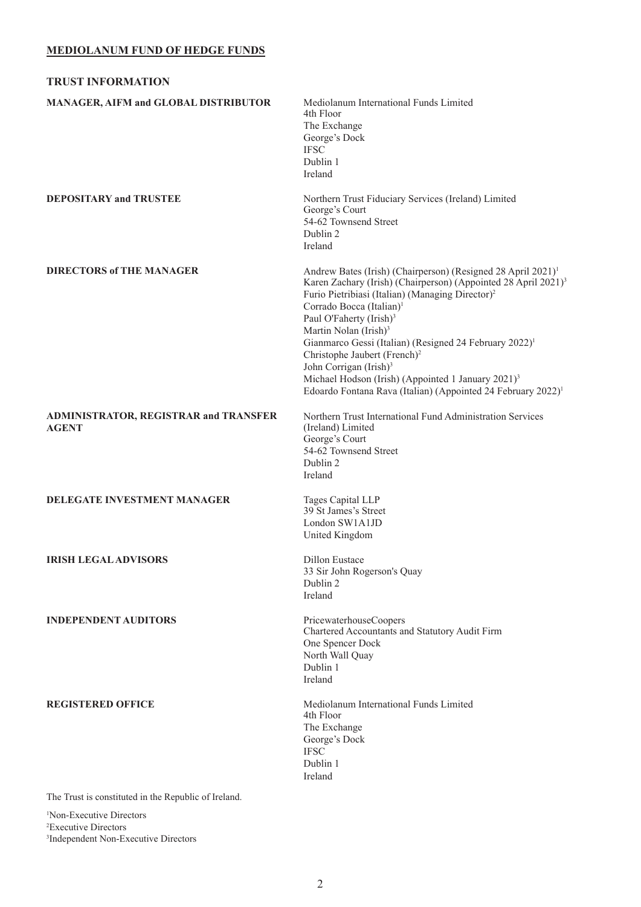# MEDIOLANUM FUND OF HEDGE FUNDS

## TRUST INFORMATION

**MANAGER, AIFM and GLOBAL DISTRIBUTOR**

Mediolanum International Funds Limited
4th Floor
The Exchange
George's Dock
IFSC
Dublin 1
Ireland

**DEPOSITARY and TRUSTEE**

Northern Trust Fiduciary Services (Ireland) Limited
George's Court
54-62 Townsend Street
Dublin 2
Ireland

**DIRECTORS of THE MANAGER**

Andrew Bates (Irish) (Chairperson) (Resigned 28 April 2021)[1]
Karen Zachary (Irish) (Chairperson) (Appointed 28 April 2021)[3]
Furio Pietribiasi (Italian) (Managing Director)[2]
Corrado Bocca (Italian)[1]
Paul O'Faherty (Irish)[3]
Martin Nolan (Irish)[3]
Gianmarco Gessi (Italian) (Resigned 24 February 2022)[1]
Christophe Jaubert (French)[2]
John Corrigan (Irish)[3]
Michael Hodson (Irish) (Appointed 1 January 2021)[3]
Edoardo Fontana Rava (Italian) (Appointed 24 February 2022)[1]

**ADMINISTRATOR, REGISTRAR and TRANSFER AGENT**

Northern Trust International Fund Administration Services (Ireland) Limited
George's Court
54-62 Townsend Street
Dublin 2
Ireland

**DELEGATE INVESTMENT MANAGER**

Tages Capital LLP
39 St James's Street
London SW1A1JD
United Kingdom

**IRISH LEGAL ADVISORS**

Dillon Eustace
33 Sir John Rogerson's Quay
Dublin 2
Ireland

**INDEPENDENT AUDITORS**

PricewaterhouseCoopers
Chartered Accountants and Statutory Audit Firm
One Spencer Dock
North Wall Quay
Dublin 1
Ireland

**REGISTERED OFFICE**

Mediolanum International Funds Limited
4th Floor
The Exchange
George's Dock
IFSC
Dublin 1
Ireland

The Trust is constituted in the Republic of Ireland.

[1]Non-Executive Directors
[2]Executive Directors
[3]Independent Non-Executive Directors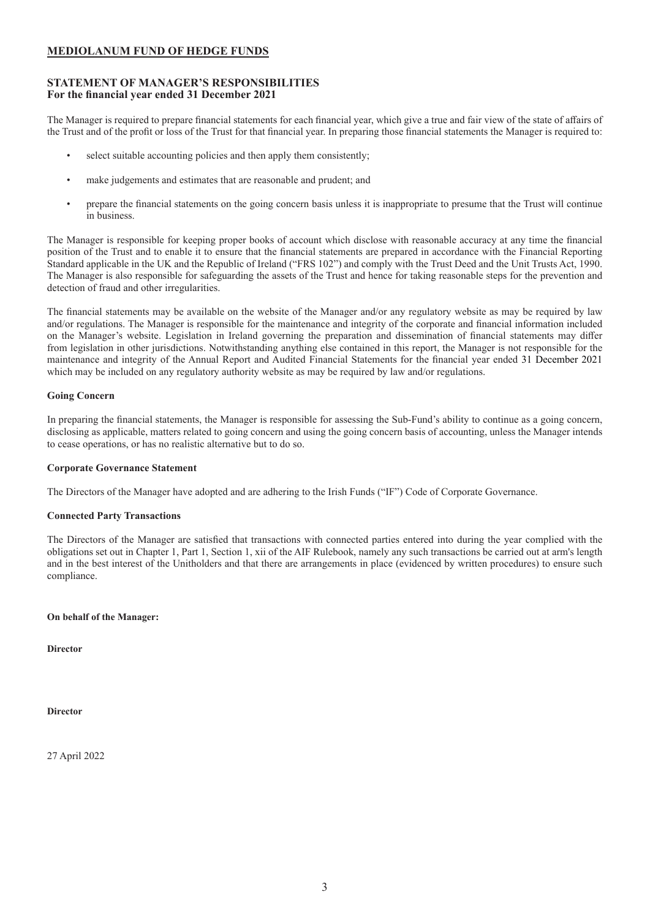# MEDIOLANUM FUND OF HEDGE FUNDS

## STATEMENT OF MANAGER'S RESPONSIBILITIES
**For the financial year ended 31 December 2021**

The Manager is required to prepare financial statements for each financial year, which give a true and fair view of the state of affairs of the Trust and of the profit or loss of the Trust for that financial year. In preparing those financial statements the Manager is required to:

- select suitable accounting policies and then apply them consistently;
- make judgements and estimates that are reasonable and prudent; and
- prepare the financial statements on the going concern basis unless it is inappropriate to presume that the Trust will continue in business.

The Manager is responsible for keeping proper books of account which disclose with reasonable accuracy at any time the financial position of the Trust and to enable it to ensure that the financial statements are prepared in accordance with the Financial Reporting Standard applicable in the UK and the Republic of Ireland ("FRS 102") and comply with the Trust Deed and the Unit Trusts Act, 1990. The Manager is also responsible for safeguarding the assets of the Trust and hence for taking reasonable steps for the prevention and detection of fraud and other irregularities.

The financial statements may be available on the website of the Manager and/or any regulatory website as may be required by law and/or regulations. The Manager is responsible for the maintenance and integrity of the corporate and financial information included on the Manager's website. Legislation in Ireland governing the preparation and dissemination of financial statements may differ from legislation in other jurisdictions. Notwithstanding anything else contained in this report, the Manager is not responsible for the maintenance and integrity of the Annual Report and Audited Financial Statements for the financial year ended 31 December 2021 which may be included on any regulatory authority website as may be required by law and/or regulations.

### Going Concern

In preparing the financial statements, the Manager is responsible for assessing the Sub-Fund's ability to continue as a going concern, disclosing as applicable, matters related to going concern and using the going concern basis of accounting, unless the Manager intends to cease operations, or has no realistic alternative but to do so.

### Corporate Governance Statement

The Directors of the Manager have adopted and are adhering to the Irish Funds ("IF") Code of Corporate Governance.

### Connected Party Transactions

The Directors of the Manager are satisfied that transactions with connected parties entered into during the year complied with the obligations set out in Chapter 1, Part 1, Section 1, xii of the AIF Rulebook, namely any such transactions be carried out at arm's length and in the best interest of the Unitholders and that there are arrangements in place (evidenced by written procedures) to ensure such compliance.

**On behalf of the Manager:**

**Director**

**Director**

27 April 2022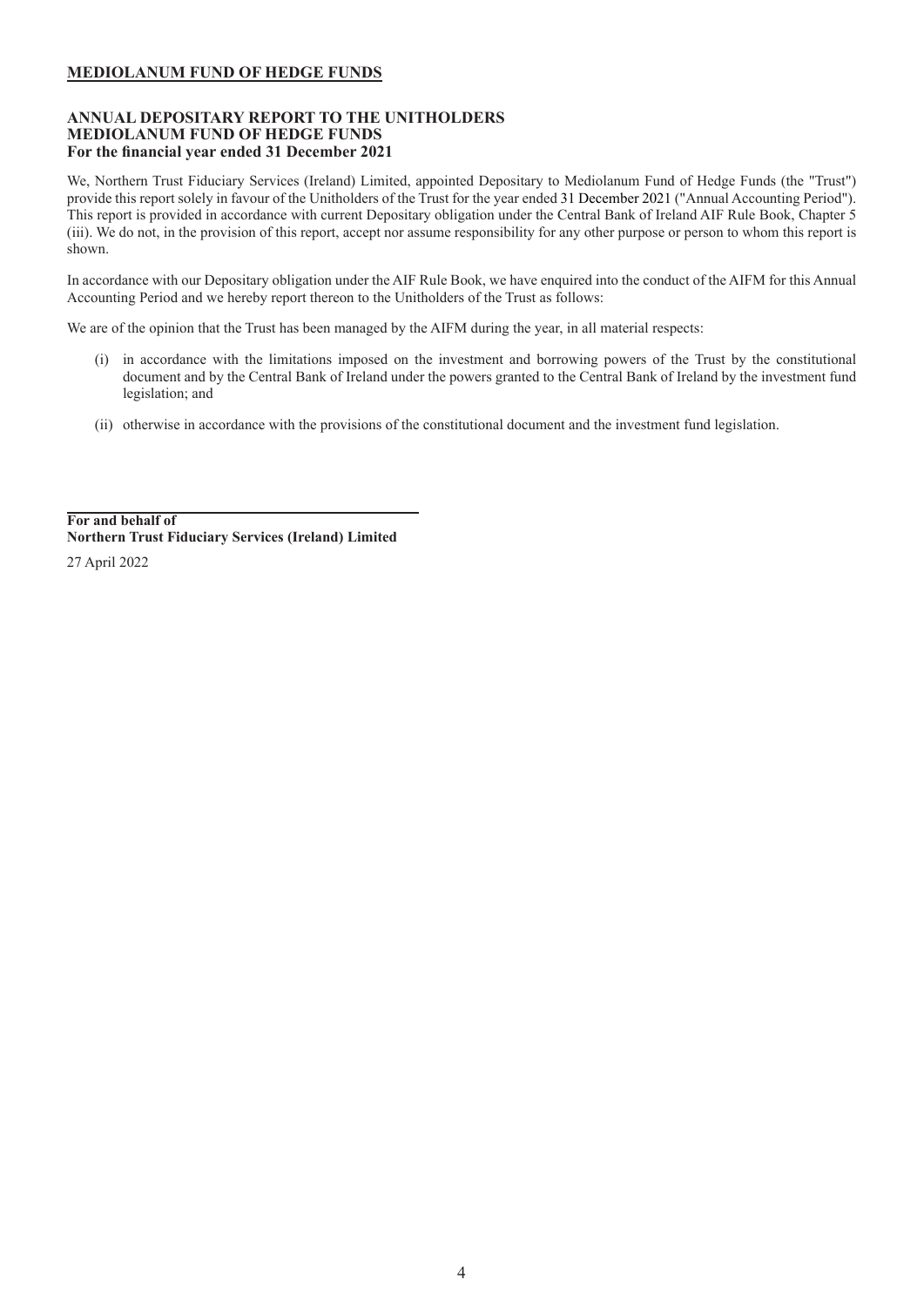**MEDIOLANUM FUND OF HEDGE FUNDS**

**ANNUAL DEPOSITARY REPORT TO THE UNITHOLDERS**
**MEDIOLANUM FUND OF HEDGE FUNDS**
**For the financial year ended 31 December 2021**

We, Northern Trust Fiduciary Services (Ireland) Limited, appointed Depositary to Mediolanum Fund of Hedge Funds (the "Trust") provide this report solely in favour of the Unitholders of the Trust for the year ended 31 December 2021 ("Annual Accounting Period"). This report is provided in accordance with current Depositary obligation under the Central Bank of Ireland AIF Rule Book, Chapter 5 (iii). We do not, in the provision of this report, accept nor assume responsibility for any other purpose or person to whom this report is shown.

In accordance with our Depositary obligation under the AIF Rule Book, we have enquired into the conduct of the AIFM for this Annual Accounting Period and we hereby report thereon to the Unitholders of the Trust as follows:

We are of the opinion that the Trust has been managed by the AIFM during the year, in all material respects:

(i) in accordance with the limitations imposed on the investment and borrowing powers of the Trust by the constitutional document and by the Central Bank of Ireland under the powers granted to the Central Bank of Ireland by the investment fund legislation; and

(ii) otherwise in accordance with the provisions of the constitutional document and the investment fund legislation.

**For and behalf of**
**Northern Trust Fiduciary Services (Ireland) Limited**

27 April 2022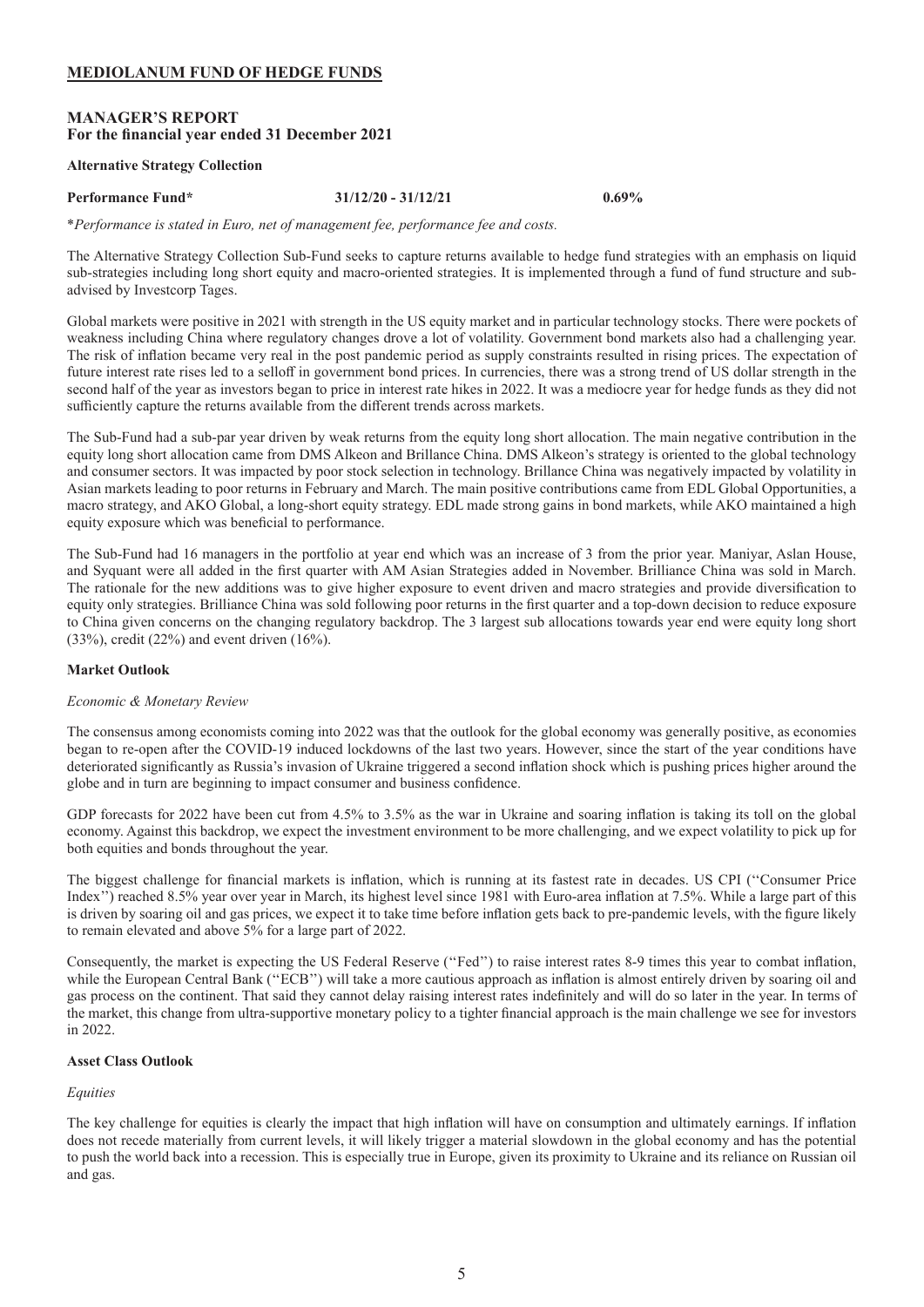# MEDIOLANUM FUND OF HEDGE FUNDS

## MANAGER'S REPORT
**For the financial year ended 31 December 2021**

**Alternative Strategy Collection**

| **Performance Fund*** | **31/12/20 - 31/12/21** | **0.69%** |
|---|---|---|

**Performance is stated in Euro, net of management fee, performance fee and costs.*

The Alternative Strategy Collection Sub-Fund seeks to capture returns available to hedge fund strategies with an emphasis on liquid sub-strategies including long short equity and macro-oriented strategies. It is implemented through a fund of fund structure and sub-advised by Investcorp Tages.

Global markets were positive in 2021 with strength in the US equity market and in particular technology stocks. There were pockets of weakness including China where regulatory changes drove a lot of volatility. Government bond markets also had a challenging year. The risk of inflation became very real in the post pandemic period as supply constraints resulted in rising prices. The expectation of future interest rate rises led to a selloff in government bond prices. In currencies, there was a strong trend of US dollar strength in the second half of the year as investors began to price in interest rate hikes in 2022. It was a mediocre year for hedge funds as they did not sufficiently capture the returns available from the different trends across markets.

The Sub-Fund had a sub-par year driven by weak returns from the equity long short allocation. The main negative contribution in the equity long short allocation came from DMS Alkeon and Brillance China. DMS Alkeon's strategy is oriented to the global technology and consumer sectors. It was impacted by poor stock selection in technology. Brillance China was negatively impacted by volatility in Asian markets leading to poor returns in February and March. The main positive contributions came from EDL Global Opportunities, a macro strategy, and AKO Global, a long-short equity strategy. EDL made strong gains in bond markets, while AKO maintained a high equity exposure which was beneficial to performance.

The Sub-Fund had 16 managers in the portfolio at year end which was an increase of 3 from the prior year. Maniyar, Aslan House, and Syquant were all added in the first quarter with AM Asian Strategies added in November. Brilliance China was sold in March. The rationale for the new additions was to give higher exposure to event driven and macro strategies and provide diversification to equity only strategies. Brilliance China was sold following poor returns in the first quarter and a top-down decision to reduce exposure to China given concerns on the changing regulatory backdrop. The 3 largest sub allocations towards year end were equity long short (33%), credit (22%) and event driven (16%).

### Market Outlook

*Economic & Monetary Review*

The consensus among economists coming into 2022 was that the outlook for the global economy was generally positive, as economies began to re-open after the COVID-19 induced lockdowns of the last two years. However, since the start of the year conditions have deteriorated significantly as Russia's invasion of Ukraine triggered a second inflation shock which is pushing prices higher around the globe and in turn are beginning to impact consumer and business confidence.

GDP forecasts for 2022 have been cut from 4.5% to 3.5% as the war in Ukraine and soaring inflation is taking its toll on the global economy. Against this backdrop, we expect the investment environment to be more challenging, and we expect volatility to pick up for both equities and bonds throughout the year.

The biggest challenge for financial markets is inflation, which is running at its fastest rate in decades. US CPI (''Consumer Price Index'') reached 8.5% year over year in March, its highest level since 1981 with Euro-area inflation at 7.5%. While a large part of this is driven by soaring oil and gas prices, we expect it to take time before inflation gets back to pre-pandemic levels, with the figure likely to remain elevated and above 5% for a large part of 2022.

Consequently, the market is expecting the US Federal Reserve (''Fed'') to raise interest rates 8-9 times this year to combat inflation, while the European Central Bank (''ECB'') will take a more cautious approach as inflation is almost entirely driven by soaring oil and gas process on the continent. That said they cannot delay raising interest rates indefinitely and will do so later in the year. In terms of the market, this change from ultra-supportive monetary policy to a tighter financial approach is the main challenge we see for investors in 2022.

### Asset Class Outlook

*Equities*

The key challenge for equities is clearly the impact that high inflation will have on consumption and ultimately earnings. If inflation does not recede materially from current levels, it will likely trigger a material slowdown in the global economy and has the potential to push the world back into a recession. This is especially true in Europe, given its proximity to Ukraine and its reliance on Russian oil and gas.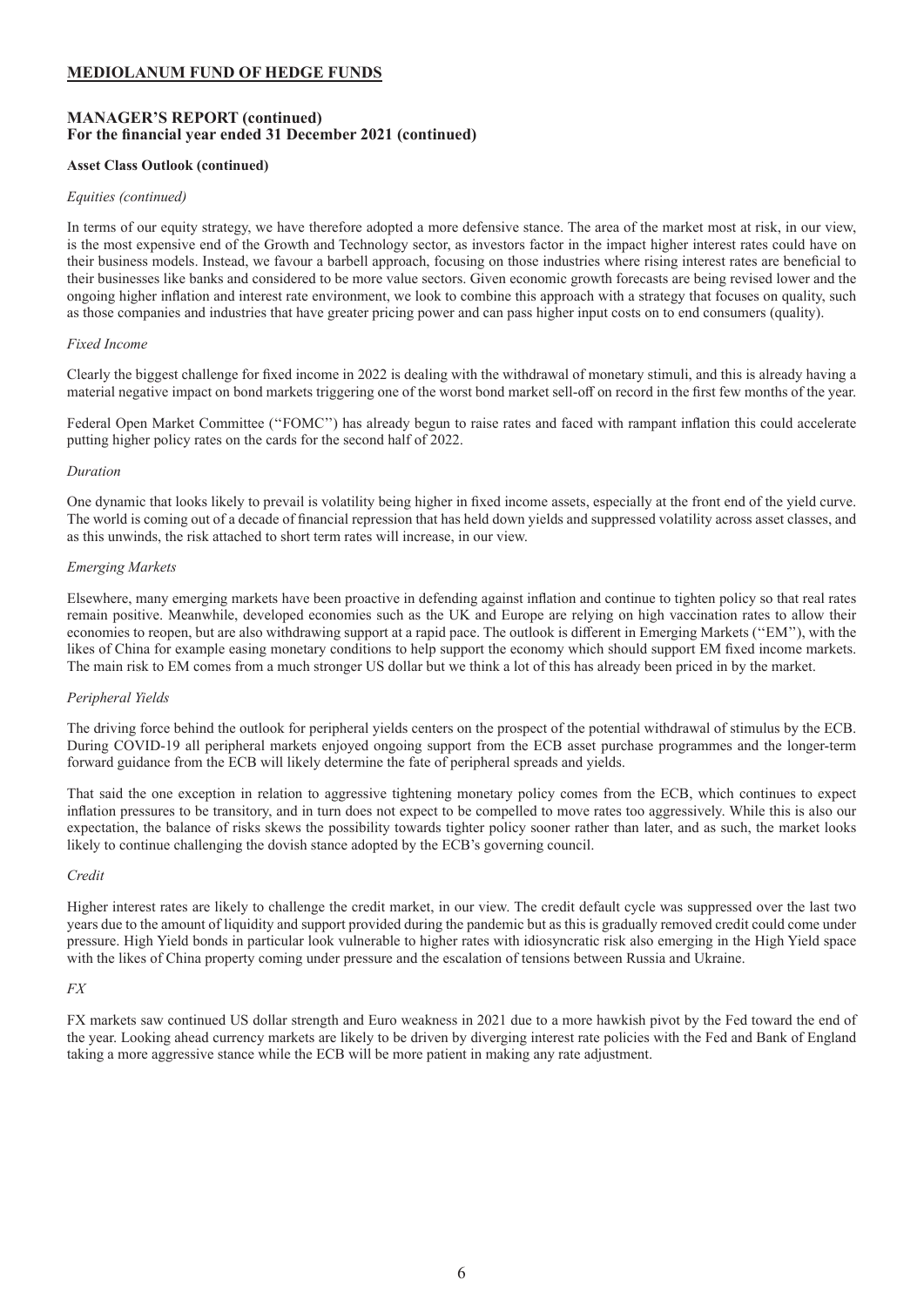**MEDIOLANUM FUND OF HEDGE FUNDS**

**MANAGER'S REPORT (continued)**
**For the financial year ended 31 December 2021 (continued)**

**Asset Class Outlook (continued)**

*Equities (continued)*

In terms of our equity strategy, we have therefore adopted a more defensive stance. The area of the market most at risk, in our view, is the most expensive end of the Growth and Technology sector, as investors factor in the impact higher interest rates could have on their business models. Instead, we favour a barbell approach, focusing on those industries where rising interest rates are beneficial to their businesses like banks and considered to be more value sectors. Given economic growth forecasts are being revised lower and the ongoing higher inflation and interest rate environment, we look to combine this approach with a strategy that focuses on quality, such as those companies and industries that have greater pricing power and can pass higher input costs on to end consumers (quality).

*Fixed Income*

Clearly the biggest challenge for fixed income in 2022 is dealing with the withdrawal of monetary stimuli, and this is already having a material negative impact on bond markets triggering one of the worst bond market sell-off on record in the first few months of the year.

Federal Open Market Committee (''FOMC'') has already begun to raise rates and faced with rampant inflation this could accelerate putting higher policy rates on the cards for the second half of 2022.

*Duration*

One dynamic that looks likely to prevail is volatility being higher in fixed income assets, especially at the front end of the yield curve. The world is coming out of a decade of financial repression that has held down yields and suppressed volatility across asset classes, and as this unwinds, the risk attached to short term rates will increase, in our view.

*Emerging Markets*

Elsewhere, many emerging markets have been proactive in defending against inflation and continue to tighten policy so that real rates remain positive. Meanwhile, developed economies such as the UK and Europe are relying on high vaccination rates to allow their economies to reopen, but are also withdrawing support at a rapid pace. The outlook is different in Emerging Markets (''EM''), with the likes of China for example easing monetary conditions to help support the economy which should support EM fixed income markets. The main risk to EM comes from a much stronger US dollar but we think a lot of this has already been priced in by the market.

*Peripheral Yields*

The driving force behind the outlook for peripheral yields centers on the prospect of the potential withdrawal of stimulus by the ECB. During COVID-19 all peripheral markets enjoyed ongoing support from the ECB asset purchase programmes and the longer-term forward guidance from the ECB will likely determine the fate of peripheral spreads and yields.

That said the one exception in relation to aggressive tightening monetary policy comes from the ECB, which continues to expect inflation pressures to be transitory, and in turn does not expect to be compelled to move rates too aggressively. While this is also our expectation, the balance of risks skews the possibility towards tighter policy sooner rather than later, and as such, the market looks likely to continue challenging the dovish stance adopted by the ECB's governing council.

*Credit*

Higher interest rates are likely to challenge the credit market, in our view. The credit default cycle was suppressed over the last two years due to the amount of liquidity and support provided during the pandemic but as this is gradually removed credit could come under pressure. High Yield bonds in particular look vulnerable to higher rates with idiosyncratic risk also emerging in the High Yield space with the likes of China property coming under pressure and the escalation of tensions between Russia and Ukraine.

*FX*

FX markets saw continued US dollar strength and Euro weakness in 2021 due to a more hawkish pivot by the Fed toward the end of the year. Looking ahead currency markets are likely to be driven by diverging interest rate policies with the Fed and Bank of England taking a more aggressive stance while the ECB will be more patient in making any rate adjustment.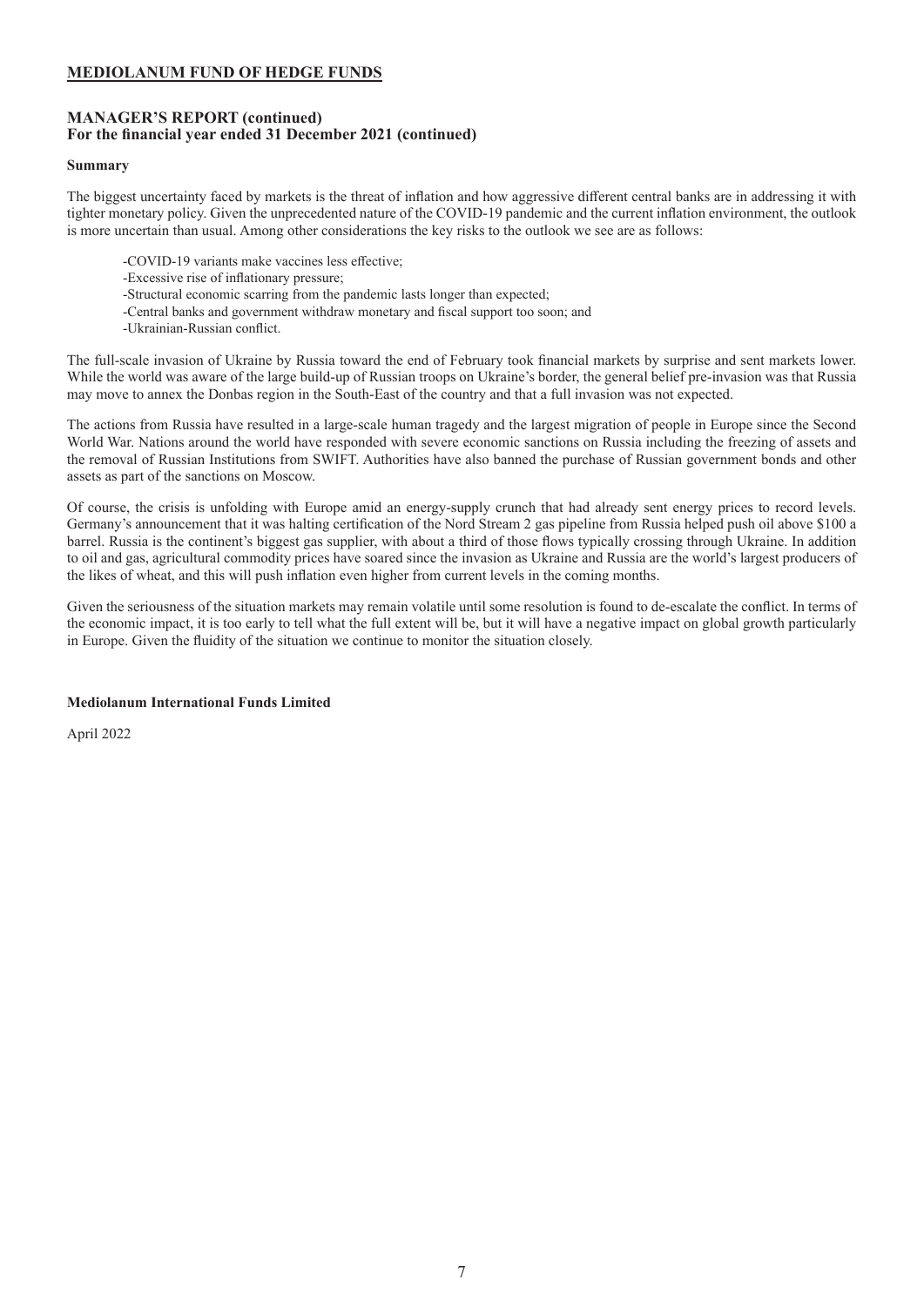## MEDIOLANUM FUND OF HEDGE FUNDS

### MANAGER'S REPORT (continued)
**For the financial year ended 31 December 2021 (continued)**

**Summary**

The biggest uncertainty faced by markets is the threat of inflation and how aggressive different central banks are in addressing it with tighter monetary policy. Given the unprecedented nature of the COVID-19 pandemic and the current inflation environment, the outlook is more uncertain than usual. Among other considerations the key risks to the outlook we see are as follows:

- -COVID-19 variants make vaccines less effective;
- -Excessive rise of inflationary pressure;
- -Structural economic scarring from the pandemic lasts longer than expected;
- -Central banks and government withdraw monetary and fiscal support too soon; and
- -Ukrainian-Russian conflict.

The full-scale invasion of Ukraine by Russia toward the end of February took financial markets by surprise and sent markets lower. While the world was aware of the large build-up of Russian troops on Ukraine's border, the general belief pre-invasion was that Russia may move to annex the Donbas region in the South-East of the country and that a full invasion was not expected.

The actions from Russia have resulted in a large-scale human tragedy and the largest migration of people in Europe since the Second World War. Nations around the world have responded with severe economic sanctions on Russia including the freezing of assets and the removal of Russian Institutions from SWIFT. Authorities have also banned the purchase of Russian government bonds and other assets as part of the sanctions on Moscow.

Of course, the crisis is unfolding with Europe amid an energy-supply crunch that had already sent energy prices to record levels. Germany's announcement that it was halting certification of the Nord Stream 2 gas pipeline from Russia helped push oil above $100 a barrel. Russia is the continent's biggest gas supplier, with about a third of those flows typically crossing through Ukraine. In addition to oil and gas, agricultural commodity prices have soared since the invasion as Ukraine and Russia are the world's largest producers of the likes of wheat, and this will push inflation even higher from current levels in the coming months.

Given the seriousness of the situation markets may remain volatile until some resolution is found to de-escalate the conflict. In terms of the economic impact, it is too early to tell what the full extent will be, but it will have a negative impact on global growth particularly in Europe. Given the fluidity of the situation we continue to monitor the situation closely.

**Mediolanum International Funds Limited**

April 2022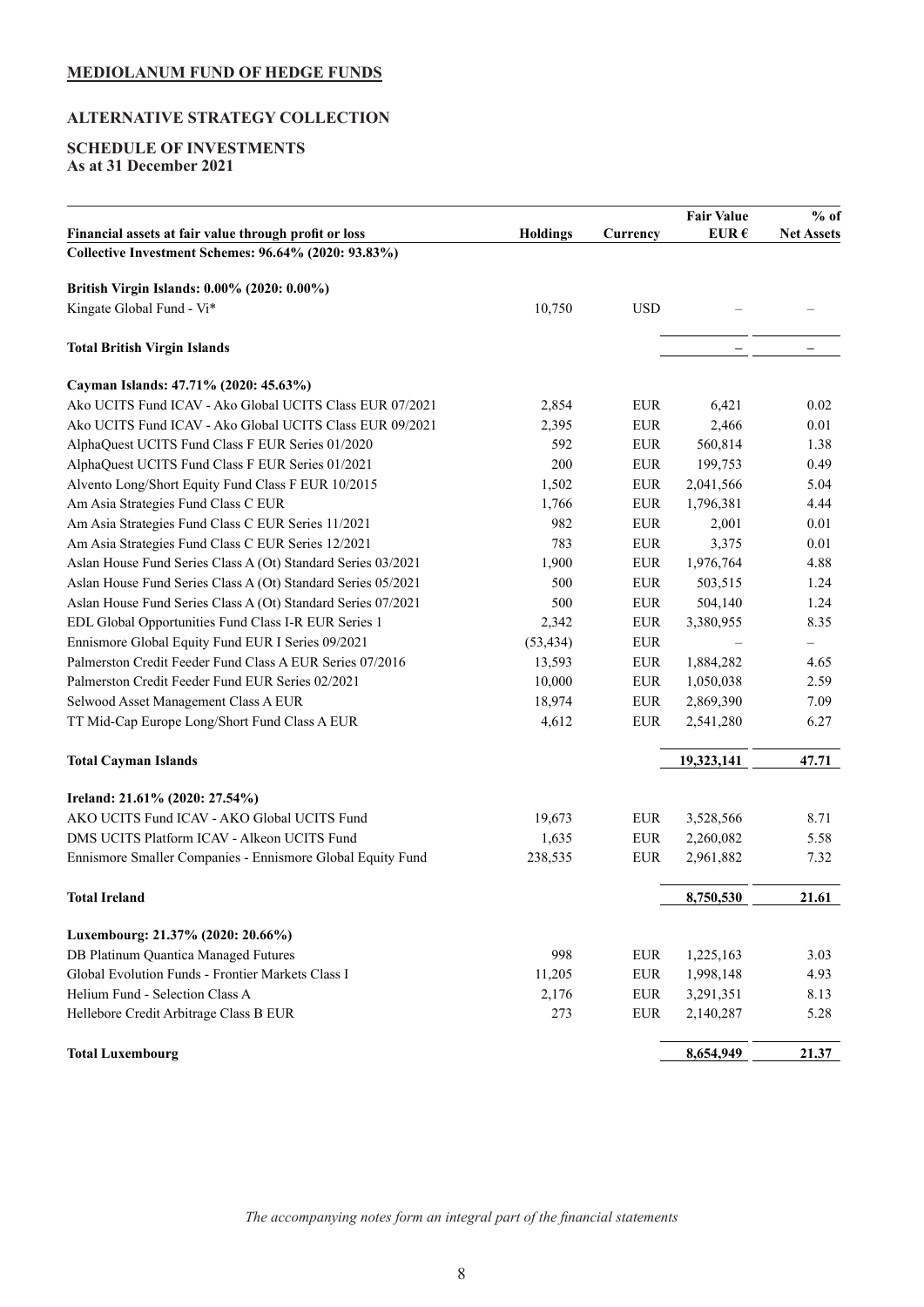**MEDIOLANUM FUND OF HEDGE FUNDS**

**ALTERNATIVE STRATEGY COLLECTION**

**SCHEDULE OF INVESTMENTS**
**As at 31 December 2021**

| Financial assets at fair value through profit or loss | Holdings | Currency | Fair Value EUR € | % of Net Assets |
|---|---|---|---|---|
| **Collective Investment Schemes: 96.64% (2020: 93.83%)** | | | | |
| | | | | |
| **British Virgin Islands: 0.00% (2020: 0.00%)** | | | | |
| Kingate Global Fund - Vi* | 10,750 | USD | – | – |
| | | | | |
| **Total British Virgin Islands** | | | – | – |
| | | | | |
| **Cayman Islands: 47.71% (2020: 45.63%)** | | | | |
| Ako UCITS Fund ICAV - Ako Global UCITS Class EUR 07/2021 | 2,854 | EUR | 6,421 | 0.02 |
| Ako UCITS Fund ICAV - Ako Global UCITS Class EUR 09/2021 | 2,395 | EUR | 2,466 | 0.01 |
| AlphaQuest UCITS Fund Class F EUR Series 01/2020 | 592 | EUR | 560,814 | 1.38 |
| AlphaQuest UCITS Fund Class F EUR Series 01/2021 | 200 | EUR | 199,753 | 0.49 |
| Alvento Long/Short Equity Fund Class F EUR 10/2015 | 1,502 | EUR | 2,041,566 | 5.04 |
| Am Asia Strategies Fund Class C EUR | 1,766 | EUR | 1,796,381 | 4.44 |
| Am Asia Strategies Fund Class C EUR Series 11/2021 | 982 | EUR | 2,001 | 0.01 |
| Am Asia Strategies Fund Class C EUR Series 12/2021 | 783 | EUR | 3,375 | 0.01 |
| Aslan House Fund Series Class A (Ot) Standard Series 03/2021 | 1,900 | EUR | 1,976,764 | 4.88 |
| Aslan House Fund Series Class A (Ot) Standard Series 05/2021 | 500 | EUR | 503,515 | 1.24 |
| Aslan House Fund Series Class A (Ot) Standard Series 07/2021 | 500 | EUR | 504,140 | 1.24 |
| EDL Global Opportunities Fund Class I-R EUR Series 1 | 2,342 | EUR | 3,380,955 | 8.35 |
| Ennismore Global Equity Fund EUR I Series 09/2021 | (53,434) | EUR | – | – |
| Palmerston Credit Feeder Fund Class A EUR Series 07/2016 | 13,593 | EUR | 1,884,282 | 4.65 |
| Palmerston Credit Feeder Fund EUR Series 02/2021 | 10,000 | EUR | 1,050,038 | 2.59 |
| Selwood Asset Management Class A EUR | 18,974 | EUR | 2,869,390 | 7.09 |
| TT Mid-Cap Europe Long/Short Fund Class A EUR | 4,612 | EUR | 2,541,280 | 6.27 |
| | | | | |
| **Total Cayman Islands** | | | **19,323,141** | **47.71** |
| | | | | |
| **Ireland: 21.61% (2020: 27.54%)** | | | | |
| AKO UCITS Fund ICAV - AKO Global UCITS Fund | 19,673 | EUR | 3,528,566 | 8.71 |
| DMS UCITS Platform ICAV - Alkeon UCITS Fund | 1,635 | EUR | 2,260,082 | 5.58 |
| Ennismore Smaller Companies - Ennismore Global Equity Fund | 238,535 | EUR | 2,961,882 | 7.32 |
| | | | | |
| **Total Ireland** | | | **8,750,530** | **21.61** |
| | | | | |
| **Luxembourg: 21.37% (2020: 20.66%)** | | | | |
| DB Platinum Quantica Managed Futures | 998 | EUR | 1,225,163 | 3.03 |
| Global Evolution Funds - Frontier Markets Class I | 11,205 | EUR | 1,998,148 | 4.93 |
| Helium Fund - Selection Class A | 2,176 | EUR | 3,291,351 | 8.13 |
| Hellebore Credit Arbitrage Class B EUR | 273 | EUR | 2,140,287 | 5.28 |
| | | | | |
| **Total Luxembourg** | | | **8,654,949** | **21.37** |

*The accompanying notes form an integral part of the financial statements*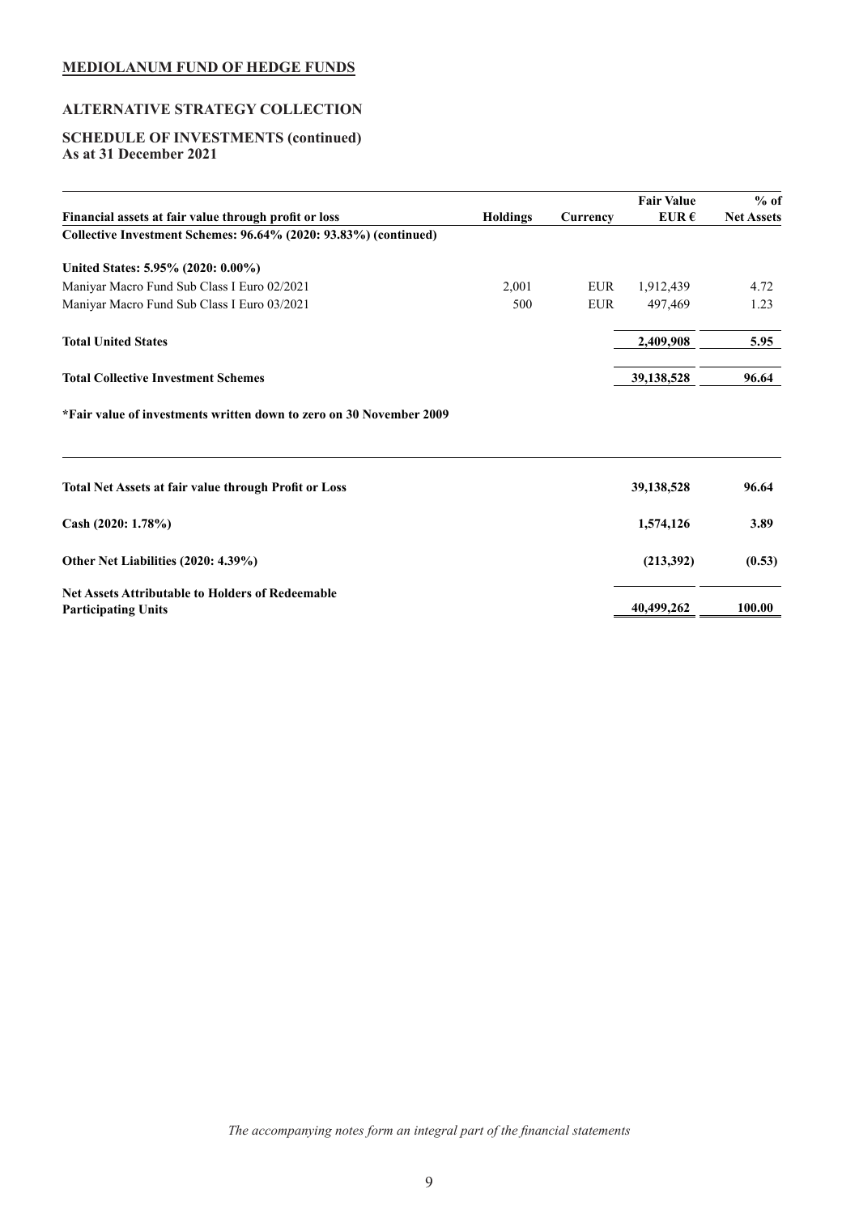**MEDIOLANUM FUND OF HEDGE FUNDS**

**ALTERNATIVE STRATEGY COLLECTION**

**SCHEDULE OF INVESTMENTS (continued)**
**As at 31 December 2021**

| Financial assets at fair value through profit or loss | Holdings | Currency | Fair Value EUR € | % of Net Assets |
|---|---|---|---|---|
| **Collective Investment Schemes: 96.64% (2020: 93.83%) (continued)** | | | | |
| **United States: 5.95% (2020: 0.00%)** | | | | |
| Maniyar Macro Fund Sub Class I Euro 02/2021 | 2,001 | EUR | 1,912,439 | 4.72 |
| Maniyar Macro Fund Sub Class I Euro 03/2021 | 500 | EUR | 497,469 | 1.23 |
| **Total United States** | | | **2,409,908** | **5.95** |
| **Total Collective Investment Schemes** | | | **39,138,528** | **96.64** |

***Fair value of investments written down to zero on 30 November 2009**

| | Fair Value EUR € | % of Net Assets |
|---|---|---|
| **Total Net Assets at fair value through Profit or Loss** | **39,138,528** | **96.64** |
| **Cash (2020: 1.78%)** | **1,574,126** | **3.89** |
| **Other Net Liabilities (2020: 4.39%)** | **(213,392)** | **(0.53)** |
| **Net Assets Attributable to Holders of Redeemable Participating Units** | **40,499,262** | **100.00** |

*The accompanying notes form an integral part of the financial statements*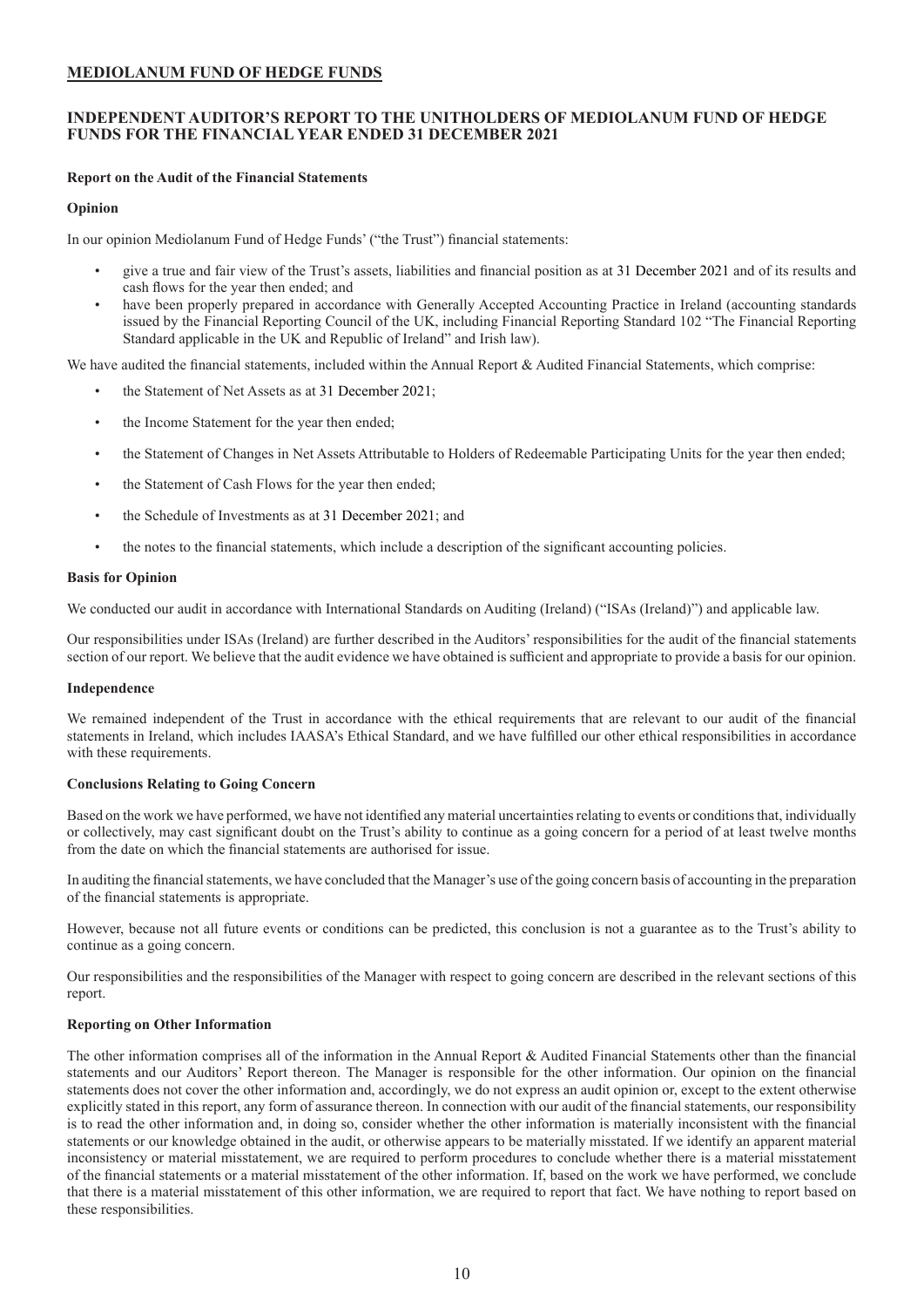## MEDIOLANUM FUND OF HEDGE FUNDS

## INDEPENDENT AUDITOR'S REPORT TO THE UNITHOLDERS OF MEDIOLANUM FUND OF HEDGE FUNDS FOR THE FINANCIAL YEAR ENDED 31 DECEMBER 2021

### Report on the Audit of the Financial Statements

#### Opinion

In our opinion Mediolanum Fund of Hedge Funds' ("the Trust") financial statements:

- give a true and fair view of the Trust's assets, liabilities and financial position as at 31 December 2021 and of its results and cash flows for the year then ended; and
- have been properly prepared in accordance with Generally Accepted Accounting Practice in Ireland (accounting standards issued by the Financial Reporting Council of the UK, including Financial Reporting Standard 102 "The Financial Reporting Standard applicable in the UK and Republic of Ireland" and Irish law).

We have audited the financial statements, included within the Annual Report & Audited Financial Statements, which comprise:

- the Statement of Net Assets as at 31 December 2021;
- the Income Statement for the year then ended;
- the Statement of Changes in Net Assets Attributable to Holders of Redeemable Participating Units for the year then ended;
- the Statement of Cash Flows for the year then ended;
- the Schedule of Investments as at 31 December 2021; and
- the notes to the financial statements, which include a description of the significant accounting policies.

#### Basis for Opinion

We conducted our audit in accordance with International Standards on Auditing (Ireland) ("ISAs (Ireland)") and applicable law.

Our responsibilities under ISAs (Ireland) are further described in the Auditors' responsibilities for the audit of the financial statements section of our report. We believe that the audit evidence we have obtained is sufficient and appropriate to provide a basis for our opinion.

#### Independence

We remained independent of the Trust in accordance with the ethical requirements that are relevant to our audit of the financial statements in Ireland, which includes IAASA's Ethical Standard, and we have fulfilled our other ethical responsibilities in accordance with these requirements.

#### Conclusions Relating to Going Concern

Based on the work we have performed, we have not identified any material uncertainties relating to events or conditions that, individually or collectively, may cast significant doubt on the Trust's ability to continue as a going concern for a period of at least twelve months from the date on which the financial statements are authorised for issue.

In auditing the financial statements, we have concluded that the Manager's use of the going concern basis of accounting in the preparation of the financial statements is appropriate.

However, because not all future events or conditions can be predicted, this conclusion is not a guarantee as to the Trust's ability to continue as a going concern.

Our responsibilities and the responsibilities of the Manager with respect to going concern are described in the relevant sections of this report.

#### Reporting on Other Information

The other information comprises all of the information in the Annual Report & Audited Financial Statements other than the financial statements and our Auditors' Report thereon. The Manager is responsible for the other information. Our opinion on the financial statements does not cover the other information and, accordingly, we do not express an audit opinion or, except to the extent otherwise explicitly stated in this report, any form of assurance thereon. In connection with our audit of the financial statements, our responsibility is to read the other information and, in doing so, consider whether the other information is materially inconsistent with the financial statements or our knowledge obtained in the audit, or otherwise appears to be materially misstated. If we identify an apparent material inconsistency or material misstatement, we are required to perform procedures to conclude whether there is a material misstatement of the financial statements or a material misstatement of the other information. If, based on the work we have performed, we conclude that there is a material misstatement of this other information, we are required to report that fact. We have nothing to report based on these responsibilities.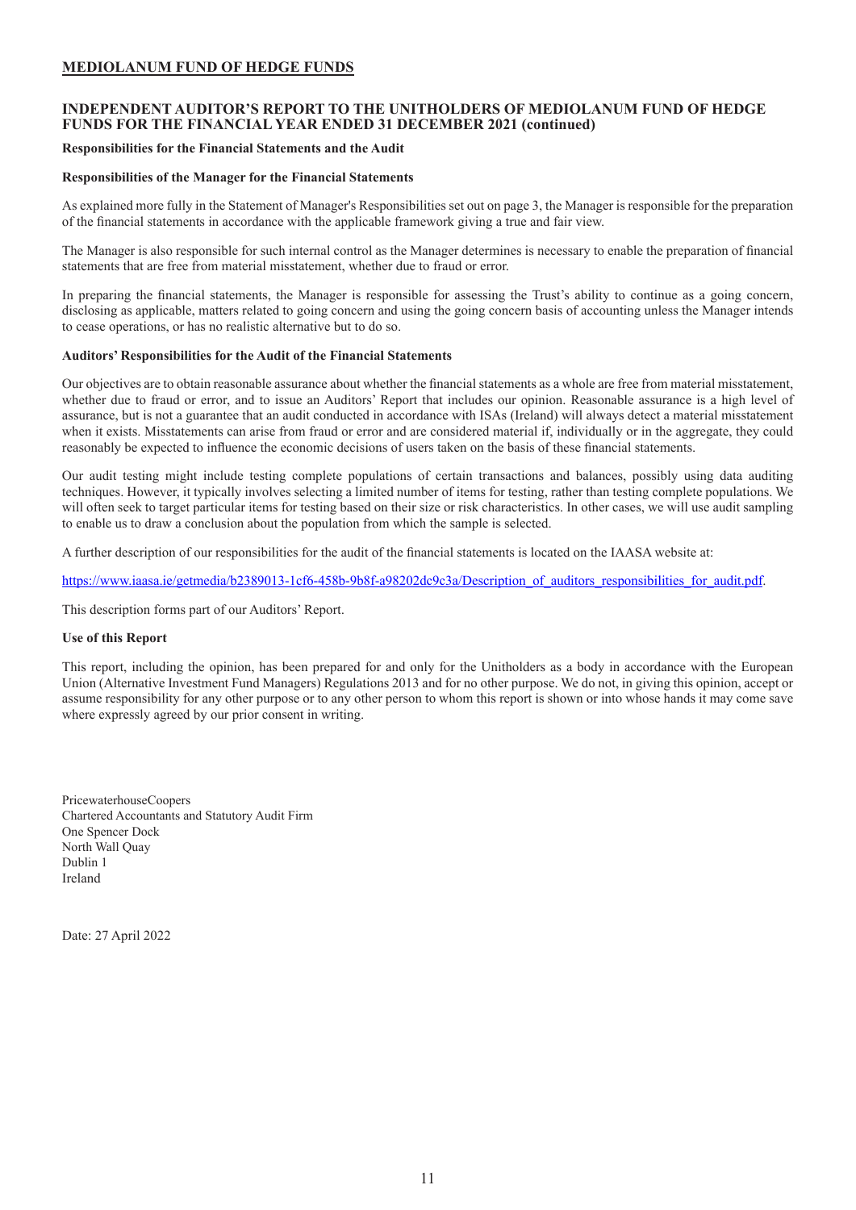# MEDIOLANUM FUND OF HEDGE FUNDS

## INDEPENDENT AUDITOR'S REPORT TO THE UNITHOLDERS OF MEDIOLANUM FUND OF HEDGE FUNDS FOR THE FINANCIAL YEAR ENDED 31 DECEMBER 2021 (continued)

**Responsibilities for the Financial Statements and the Audit**

**Responsibilities of the Manager for the Financial Statements**

As explained more fully in the Statement of Manager's Responsibilities set out on page 3, the Manager is responsible for the preparation of the financial statements in accordance with the applicable framework giving a true and fair view.

The Manager is also responsible for such internal control as the Manager determines is necessary to enable the preparation of financial statements that are free from material misstatement, whether due to fraud or error.

In preparing the financial statements, the Manager is responsible for assessing the Trust's ability to continue as a going concern, disclosing as applicable, matters related to going concern and using the going concern basis of accounting unless the Manager intends to cease operations, or has no realistic alternative but to do so.

**Auditors' Responsibilities for the Audit of the Financial Statements**

Our objectives are to obtain reasonable assurance about whether the financial statements as a whole are free from material misstatement, whether due to fraud or error, and to issue an Auditors' Report that includes our opinion. Reasonable assurance is a high level of assurance, but is not a guarantee that an audit conducted in accordance with ISAs (Ireland) will always detect a material misstatement when it exists. Misstatements can arise from fraud or error and are considered material if, individually or in the aggregate, they could reasonably be expected to influence the economic decisions of users taken on the basis of these financial statements.

Our audit testing might include testing complete populations of certain transactions and balances, possibly using data auditing techniques. However, it typically involves selecting a limited number of items for testing, rather than testing complete populations. We will often seek to target particular items for testing based on their size or risk characteristics. In other cases, we will use audit sampling to enable us to draw a conclusion about the population from which the sample is selected.

A further description of our responsibilities for the audit of the financial statements is located on the IAASA website at:

https://www.iaasa.ie/getmedia/b2389013-1cf6-458b-9b8f-a98202dc9c3a/Description_of_auditors_responsibilities_for_audit.pdf.

This description forms part of our Auditors' Report.

**Use of this Report**

This report, including the opinion, has been prepared for and only for the Unitholders as a body in accordance with the European Union (Alternative Investment Fund Managers) Regulations 2013 and for no other purpose. We do not, in giving this opinion, accept or assume responsibility for any other purpose or to any other person to whom this report is shown or into whose hands it may come save where expressly agreed by our prior consent in writing.

PricewaterhouseCoopers
Chartered Accountants and Statutory Audit Firm
One Spencer Dock
North Wall Quay
Dublin 1
Ireland

Date: 27 April 2022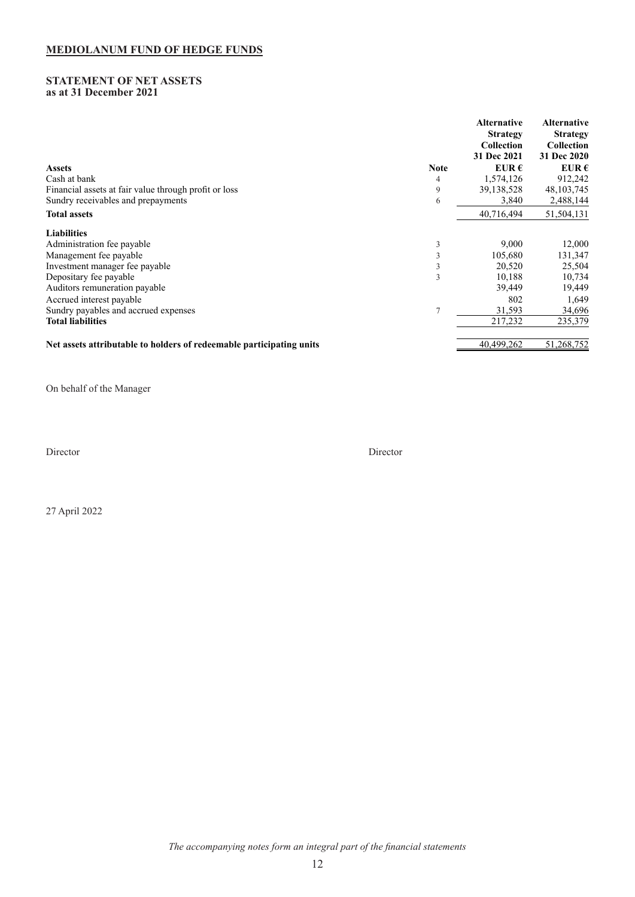## MEDIOLANUM FUND OF HEDGE FUNDS

### STATEMENT OF NET ASSETS
**as at 31 December 2021**

| | Note | Alternative Strategy Collection 31 Dec 2021 | Alternative Strategy Collection 31 Dec 2020 |
|---|---|---|---|
| **Assets** | | **EUR €** | **EUR €** |
| Cash at bank | 4 | 1,574,126 | 912,242 |
| Financial assets at fair value through profit or loss | 9 | 39,138,528 | 48,103,745 |
| Sundry receivables and prepayments | 6 | 3,840 | 2,488,144 |
| **Total assets** | | 40,716,494 | 51,504,131 |
| **Liabilities** | | | |
| Administration fee payable | 3 | 9,000 | 12,000 |
| Management fee payable | 3 | 105,680 | 131,347 |
| Investment manager fee payable | 3 | 20,520 | 25,504 |
| Depositary fee payable | 3 | 10,188 | 10,734 |
| Auditors remuneration payable | | 39,449 | 19,449 |
| Accrued interest payable | | 802 | 1,649 |
| Sundry payables and accrued expenses | 7 | 31,593 | 34,696 |
| **Total liabilities** | | 217,232 | 235,379 |
| **Net assets attributable to holders of redeemable participating units** | | 40,499,262 | 51,268,752 |

On behalf of the Manager

Director Director

27 April 2022

*The accompanying notes form an integral part of the financial statements*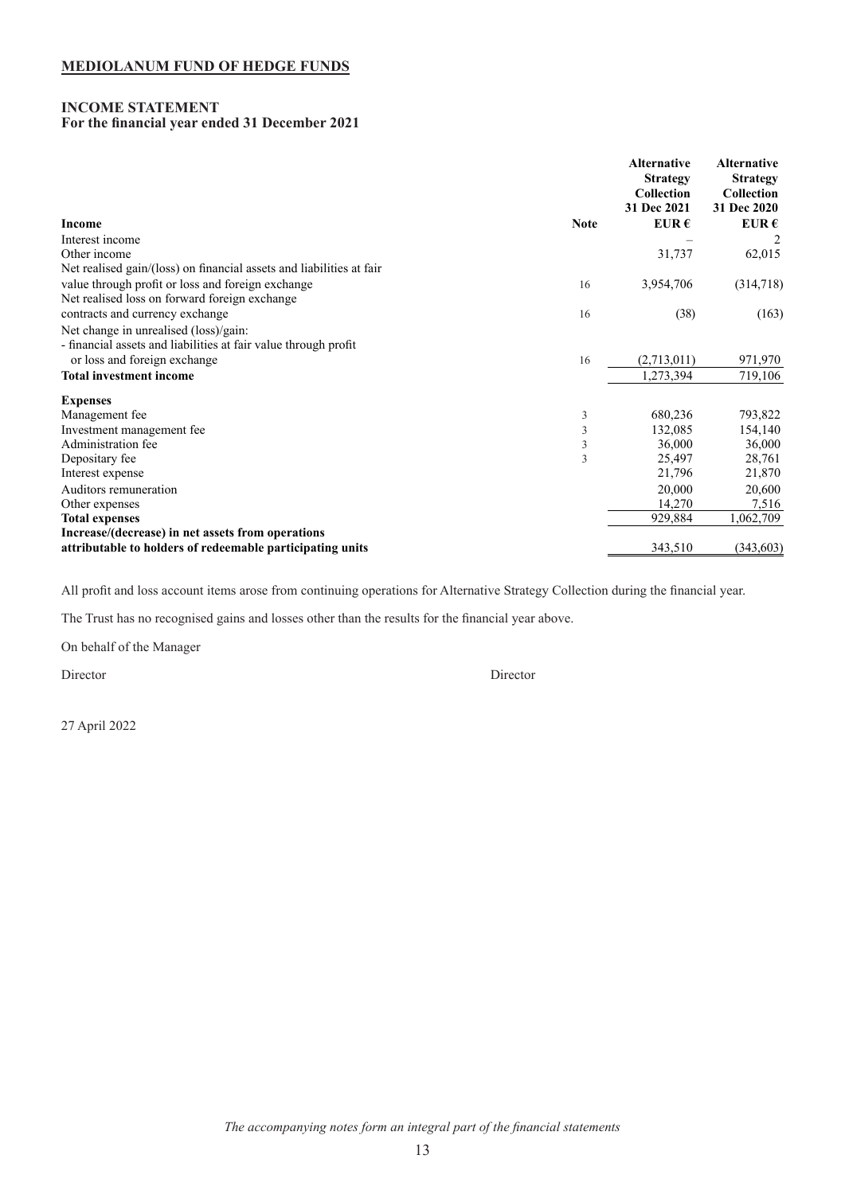**MEDIOLANUM FUND OF HEDGE FUNDS**

## INCOME STATEMENT

**For the financial year ended 31 December 2021**

| Income | Note | Alternative Strategy Collection 31 Dec 2021 EUR € | Alternative Strategy Collection 31 Dec 2020 EUR € |
|---|---|---|---|
| Interest income | | – | 2 |
| Other income | | 31,737 | 62,015 |
| Net realised gain/(loss) on financial assets and liabilities at fair value through profit or loss and foreign exchange | 16 | 3,954,706 | (314,718) |
| Net realised loss on forward foreign exchange contracts and currency exchange | 16 | (38) | (163) |
| Net change in unrealised (loss)/gain: | | | |
| - financial assets and liabilities at fair value through profit or loss and foreign exchange | 16 | (2,713,011) | 971,970 |
| **Total investment income** | | 1,273,394 | 719,106 |
| **Expenses** | | | |
| Management fee | 3 | 680,236 | 793,822 |
| Investment management fee | 3 | 132,085 | 154,140 |
| Administration fee | 3 | 36,000 | 36,000 |
| Depositary fee | 3 | 25,497 | 28,761 |
| Interest expense | | 21,796 | 21,870 |
| Auditors remuneration | | 20,000 | 20,600 |
| Other expenses | | 14,270 | 7,516 |
| **Total expenses** | | 929,884 | 1,062,709 |
| **Increase/(decrease) in net assets from operations attributable to holders of redeemable participating units** | | 343,510 | (343,603) |

All profit and loss account items arose from continuing operations for Alternative Strategy Collection during the financial year.

The Trust has no recognised gains and losses other than the results for the financial year above.

On behalf of the Manager

Director　　　　　　　　　　　　　　　　Director

27 April 2022

*The accompanying notes form an integral part of the financial statements*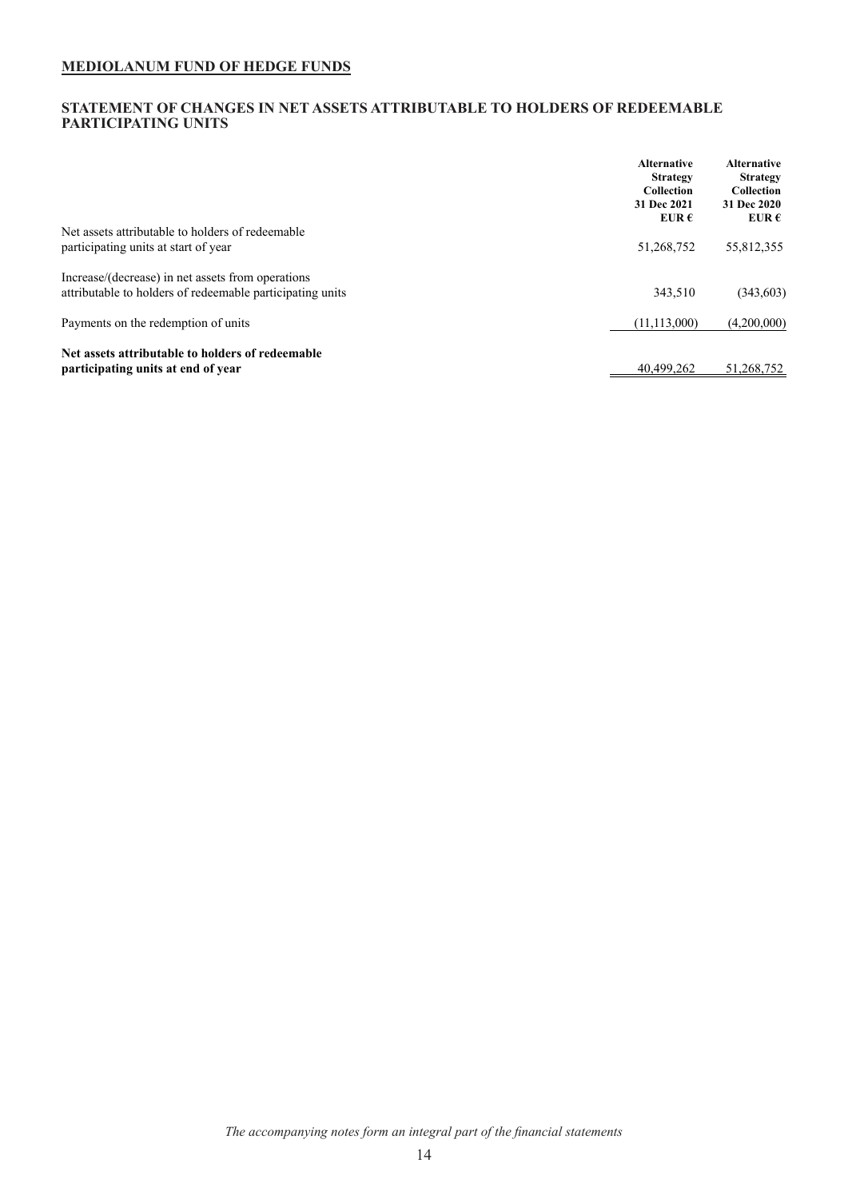**MEDIOLANUM FUND OF HEDGE FUNDS**

## STATEMENT OF CHANGES IN NET ASSETS ATTRIBUTABLE TO HOLDERS OF REDEEMABLE PARTICIPATING UNITS

| | Alternative Strategy Collection 31 Dec 2021 EUR € | Alternative Strategy Collection 31 Dec 2020 EUR € |
|---|---|---|
| Net assets attributable to holders of redeemable participating units at start of year | 51,268,752 | 55,812,355 |
| Increase/(decrease) in net assets from operations attributable to holders of redeemable participating units | 343,510 | (343,603) |
| Payments on the redemption of units | (11,113,000) | (4,200,000) |
| **Net assets attributable to holders of redeemable participating units at end of year** | 40,499,262 | 51,268,752 |

*The accompanying notes form an integral part of the financial statements*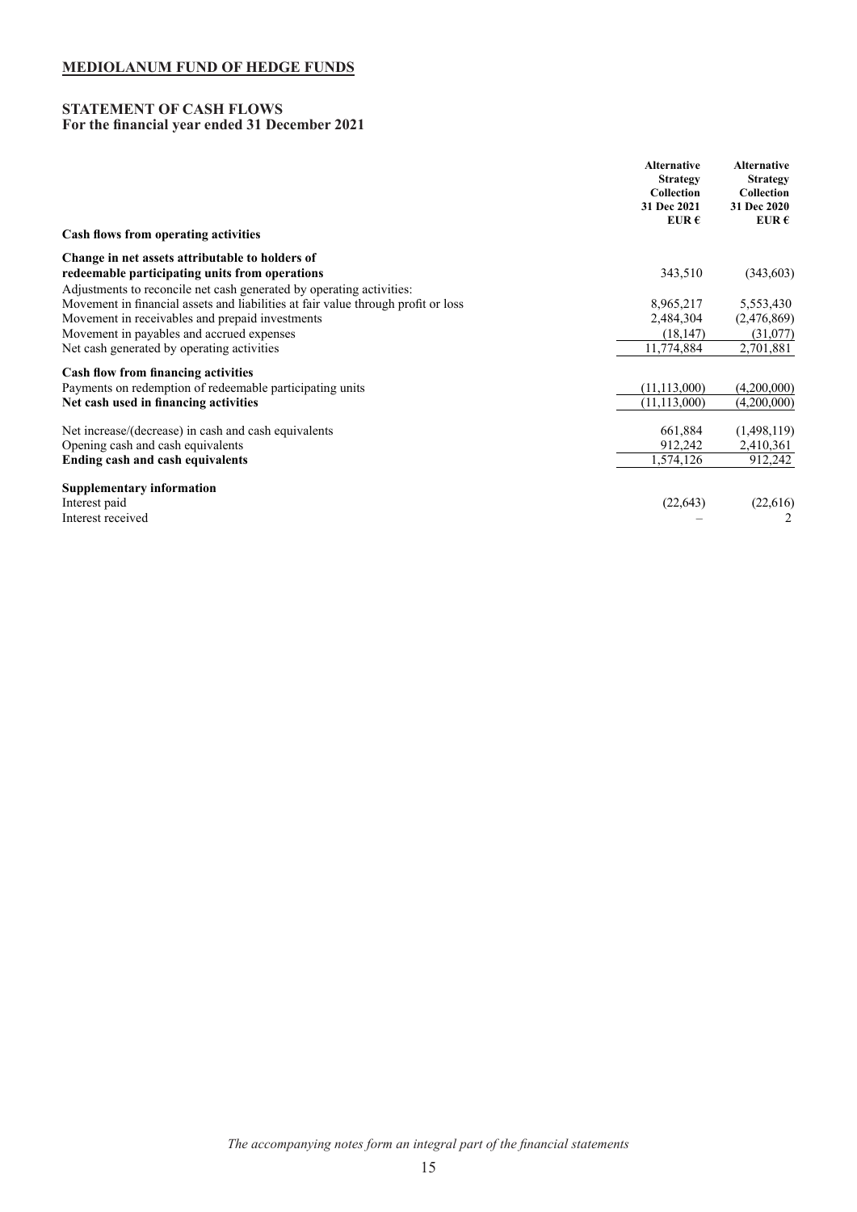**MEDIOLANUM FUND OF HEDGE FUNDS**

## STATEMENT OF CASH FLOWS
**For the financial year ended 31 December 2021**

| | Alternative Strategy Collection 31 Dec 2021 EUR € | Alternative Strategy Collection 31 Dec 2020 EUR € |
|---|---|---|
| **Cash flows from operating activities** | | |
| **Change in net assets attributable to holders of redeemable participating units from operations** | 343,510 | (343,603) |
| Adjustments to reconcile net cash generated by operating activities: | | |
| Movement in financial assets and liabilities at fair value through profit or loss | 8,965,217 | 5,553,430 |
| Movement in receivables and prepaid investments | 2,484,304 | (2,476,869) |
| Movement in payables and accrued expenses | (18,147) | (31,077) |
| Net cash generated by operating activities | 11,774,884 | 2,701,881 |
| **Cash flow from financing activities** | | |
| Payments on redemption of redeemable participating units | (11,113,000) | (4,200,000) |
| **Net cash used in financing activities** | (11,113,000) | (4,200,000) |
| Net increase/(decrease) in cash and cash equivalents | 661,884 | (1,498,119) |
| Opening cash and cash equivalents | 912,242 | 2,410,361 |
| **Ending cash and cash equivalents** | 1,574,126 | 912,242 |
| **Supplementary information** | | |
| Interest paid | (22,643) | (22,616) |
| Interest received | – | 2 |

*The accompanying notes form an integral part of the financial statements*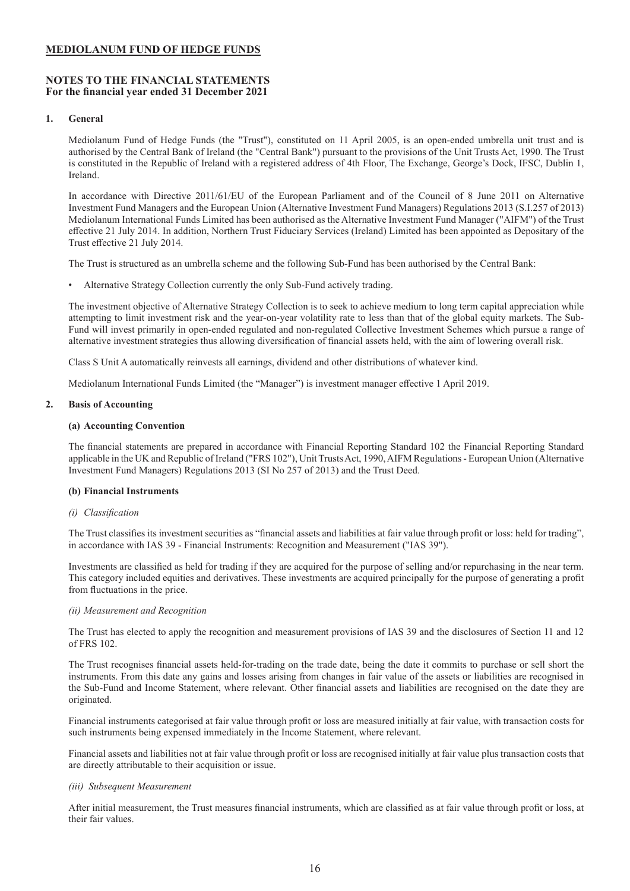# MEDIOLANUM FUND OF HEDGE FUNDS

## NOTES TO THE FINANCIAL STATEMENTS
**For the financial year ended 31 December 2021**

### 1. General

Mediolanum Fund of Hedge Funds (the "Trust"), constituted on 11 April 2005, is an open-ended umbrella unit trust and is authorised by the Central Bank of Ireland (the "Central Bank") pursuant to the provisions of the Unit Trusts Act, 1990. The Trust is constituted in the Republic of Ireland with a registered address of 4th Floor, The Exchange, George's Dock, IFSC, Dublin 1, Ireland.

In accordance with Directive 2011/61/EU of the European Parliament and of the Council of 8 June 2011 on Alternative Investment Fund Managers and the European Union (Alternative Investment Fund Managers) Regulations 2013 (S.I.257 of 2013) Mediolanum International Funds Limited has been authorised as the Alternative Investment Fund Manager ("AIFM") of the Trust effective 21 July 2014. In addition, Northern Trust Fiduciary Services (Ireland) Limited has been appointed as Depositary of the Trust effective 21 July 2014.

The Trust is structured as an umbrella scheme and the following Sub-Fund has been authorised by the Central Bank:

- Alternative Strategy Collection currently the only Sub-Fund actively trading.

The investment objective of Alternative Strategy Collection is to seek to achieve medium to long term capital appreciation while attempting to limit investment risk and the year-on-year volatility rate to less than that of the global equity markets. The Sub-Fund will invest primarily in open-ended regulated and non-regulated Collective Investment Schemes which pursue a range of alternative investment strategies thus allowing diversification of financial assets held, with the aim of lowering overall risk.

Class S Unit A automatically reinvests all earnings, dividend and other distributions of whatever kind.

Mediolanum International Funds Limited (the "Manager") is investment manager effective 1 April 2019.

### 2. Basis of Accounting

#### (a) Accounting Convention

The financial statements are prepared in accordance with Financial Reporting Standard 102 the Financial Reporting Standard applicable in the UK and Republic of Ireland ("FRS 102"), Unit Trusts Act, 1990, AIFM Regulations - European Union (Alternative Investment Fund Managers) Regulations 2013 (SI No 257 of 2013) and the Trust Deed.

#### (b) Financial Instruments

*(i) Classification*

The Trust classifies its investment securities as "financial assets and liabilities at fair value through profit or loss: held for trading", in accordance with IAS 39 - Financial Instruments: Recognition and Measurement ("IAS 39").

Investments are classified as held for trading if they are acquired for the purpose of selling and/or repurchasing in the near term. This category included equities and derivatives. These investments are acquired principally for the purpose of generating a profit from fluctuations in the price.

*(ii) Measurement and Recognition*

The Trust has elected to apply the recognition and measurement provisions of IAS 39 and the disclosures of Section 11 and 12 of FRS 102.

The Trust recognises financial assets held-for-trading on the trade date, being the date it commits to purchase or sell short the instruments. From this date any gains and losses arising from changes in fair value of the assets or liabilities are recognised in the Sub-Fund and Income Statement, where relevant. Other financial assets and liabilities are recognised on the date they are originated.

Financial instruments categorised at fair value through profit or loss are measured initially at fair value, with transaction costs for such instruments being expensed immediately in the Income Statement, where relevant.

Financial assets and liabilities not at fair value through profit or loss are recognised initially at fair value plus transaction costs that are directly attributable to their acquisition or issue.

*(iii) Subsequent Measurement*

After initial measurement, the Trust measures financial instruments, which are classified as at fair value through profit or loss, at their fair values.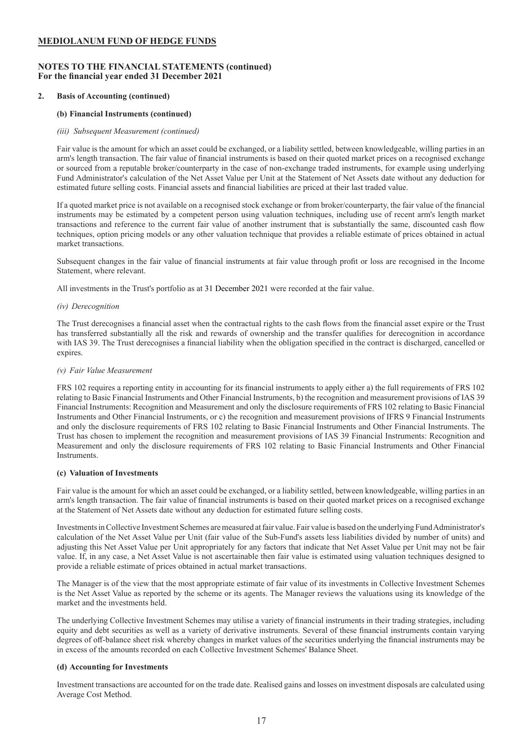## MEDIOLANUM FUND OF HEDGE FUNDS

### NOTES TO THE FINANCIAL STATEMENTS (continued)
**For the financial year ended 31 December 2021**

**2. Basis of Accounting (continued)**

**(b) Financial Instruments (continued)**

*(iii) Subsequent Measurement (continued)*

Fair value is the amount for which an asset could be exchanged, or a liability settled, between knowledgeable, willing parties in an arm's length transaction. The fair value of financial instruments is based on their quoted market prices on a recognised exchange or sourced from a reputable broker/counterparty in the case of non-exchange traded instruments, for example using underlying Fund Administrator's calculation of the Net Asset Value per Unit at the Statement of Net Assets date without any deduction for estimated future selling costs. Financial assets and financial liabilities are priced at their last traded value.

If a quoted market price is not available on a recognised stock exchange or from broker/counterparty, the fair value of the financial instruments may be estimated by a competent person using valuation techniques, including use of recent arm's length market transactions and reference to the current fair value of another instrument that is substantially the same, discounted cash flow techniques, option pricing models or any other valuation technique that provides a reliable estimate of prices obtained in actual market transactions.

Subsequent changes in the fair value of financial instruments at fair value through profit or loss are recognised in the Income Statement, where relevant.

All investments in the Trust's portfolio as at 31 December 2021 were recorded at the fair value.

*(iv) Derecognition*

The Trust derecognises a financial asset when the contractual rights to the cash flows from the financial asset expire or the Trust has transferred substantially all the risk and rewards of ownership and the transfer qualifies for derecognition in accordance with IAS 39. The Trust derecognises a financial liability when the obligation specified in the contract is discharged, cancelled or expires.

*(v) Fair Value Measurement*

FRS 102 requires a reporting entity in accounting for its financial instruments to apply either a) the full requirements of FRS 102 relating to Basic Financial Instruments and Other Financial Instruments, b) the recognition and measurement provisions of IAS 39 Financial Instruments: Recognition and Measurement and only the disclosure requirements of FRS 102 relating to Basic Financial Instruments and Other Financial Instruments, or c) the recognition and measurement provisions of IFRS 9 Financial Instruments and only the disclosure requirements of FRS 102 relating to Basic Financial Instruments and Other Financial Instruments. The Trust has chosen to implement the recognition and measurement provisions of IAS 39 Financial Instruments: Recognition and Measurement and only the disclosure requirements of FRS 102 relating to Basic Financial Instruments and Other Financial Instruments.

**(c) Valuation of Investments**

Fair value is the amount for which an asset could be exchanged, or a liability settled, between knowledgeable, willing parties in an arm's length transaction. The fair value of financial instruments is based on their quoted market prices on a recognised exchange at the Statement of Net Assets date without any deduction for estimated future selling costs.

Investments in Collective Investment Schemes are measured at fair value. Fair value is based on the underlying Fund Administrator's calculation of the Net Asset Value per Unit (fair value of the Sub-Fund's assets less liabilities divided by number of units) and adjusting this Net Asset Value per Unit appropriately for any factors that indicate that Net Asset Value per Unit may not be fair value. If, in any case, a Net Asset Value is not ascertainable then fair value is estimated using valuation techniques designed to provide a reliable estimate of prices obtained in actual market transactions.

The Manager is of the view that the most appropriate estimate of fair value of its investments in Collective Investment Schemes is the Net Asset Value as reported by the scheme or its agents. The Manager reviews the valuations using its knowledge of the market and the investments held.

The underlying Collective Investment Schemes may utilise a variety of financial instruments in their trading strategies, including equity and debt securities as well as a variety of derivative instruments. Several of these financial instruments contain varying degrees of off-balance sheet risk whereby changes in market values of the securities underlying the financial instruments may be in excess of the amounts recorded on each Collective Investment Schemes' Balance Sheet.

**(d) Accounting for Investments**

Investment transactions are accounted for on the trade date. Realised gains and losses on investment disposals are calculated using Average Cost Method.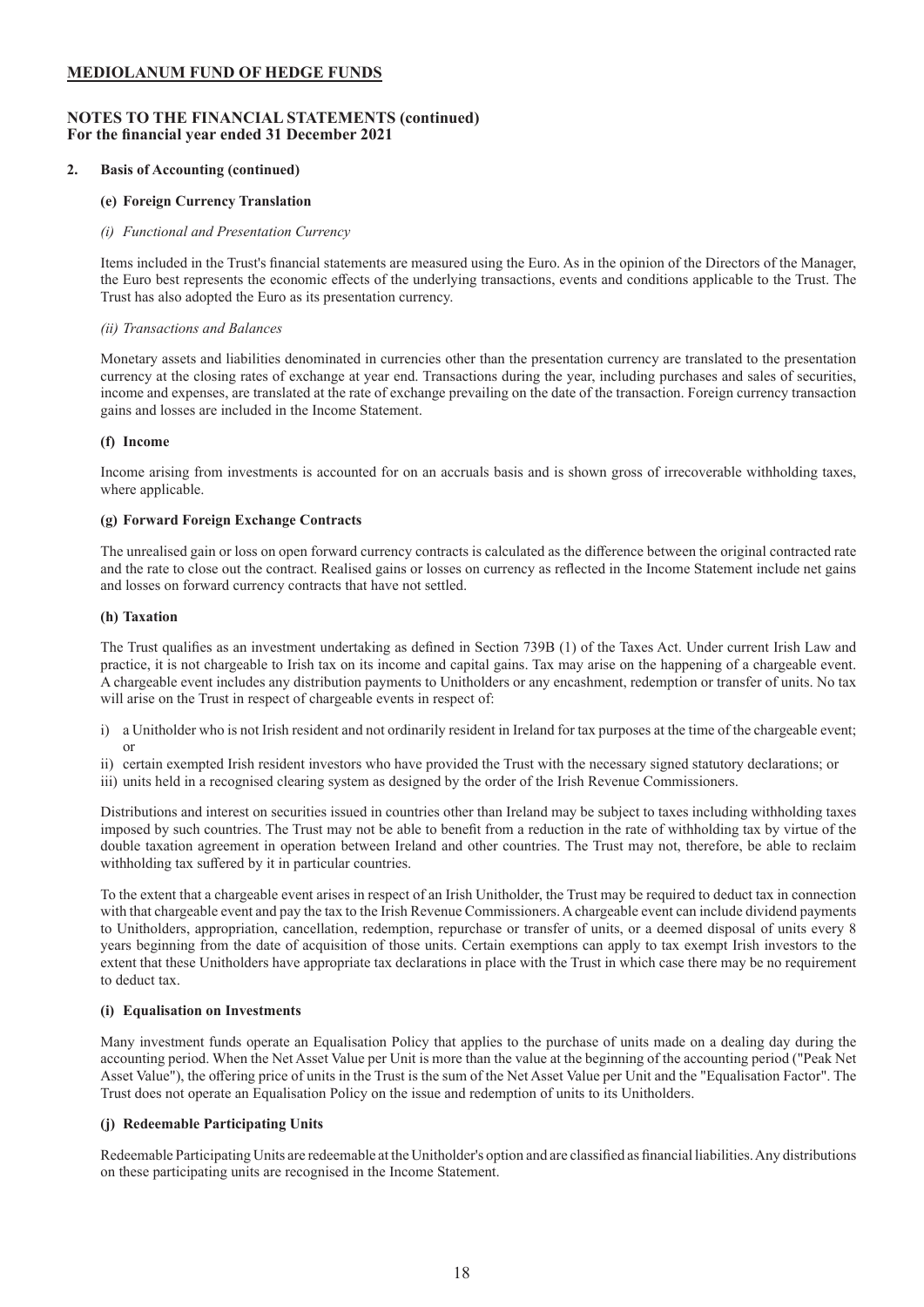**MEDIOLANUM FUND OF HEDGE FUNDS**

**NOTES TO THE FINANCIAL STATEMENTS (continued)**
**For the financial year ended 31 December 2021**

**2. Basis of Accounting (continued)**

**(e) Foreign Currency Translation**

*(i) Functional and Presentation Currency*

Items included in the Trust's financial statements are measured using the Euro. As in the opinion of the Directors of the Manager, the Euro best represents the economic effects of the underlying transactions, events and conditions applicable to the Trust. The Trust has also adopted the Euro as its presentation currency.

*(ii) Transactions and Balances*

Monetary assets and liabilities denominated in currencies other than the presentation currency are translated to the presentation currency at the closing rates of exchange at year end. Transactions during the year, including purchases and sales of securities, income and expenses, are translated at the rate of exchange prevailing on the date of the transaction. Foreign currency transaction gains and losses are included in the Income Statement.

**(f) Income**

Income arising from investments is accounted for on an accruals basis and is shown gross of irrecoverable withholding taxes, where applicable.

**(g) Forward Foreign Exchange Contracts**

The unrealised gain or loss on open forward currency contracts is calculated as the difference between the original contracted rate and the rate to close out the contract. Realised gains or losses on currency as reflected in the Income Statement include net gains and losses on forward currency contracts that have not settled.

**(h) Taxation**

The Trust qualifies as an investment undertaking as defined in Section 739B (1) of the Taxes Act. Under current Irish Law and practice, it is not chargeable to Irish tax on its income and capital gains. Tax may arise on the happening of a chargeable event. A chargeable event includes any distribution payments to Unitholders or any encashment, redemption or transfer of units. No tax will arise on the Trust in respect of chargeable events in respect of:

i) a Unitholder who is not Irish resident and not ordinarily resident in Ireland for tax purposes at the time of the chargeable event; or
ii) certain exempted Irish resident investors who have provided the Trust with the necessary signed statutory declarations; or
iii) units held in a recognised clearing system as designed by the order of the Irish Revenue Commissioners.

Distributions and interest on securities issued in countries other than Ireland may be subject to taxes including withholding taxes imposed by such countries. The Trust may not be able to benefit from a reduction in the rate of withholding tax by virtue of the double taxation agreement in operation between Ireland and other countries. The Trust may not, therefore, be able to reclaim withholding tax suffered by it in particular countries.

To the extent that a chargeable event arises in respect of an Irish Unitholder, the Trust may be required to deduct tax in connection with that chargeable event and pay the tax to the Irish Revenue Commissioners. A chargeable event can include dividend payments to Unitholders, appropriation, cancellation, redemption, repurchase or transfer of units, or a deemed disposal of units every 8 years beginning from the date of acquisition of those units. Certain exemptions can apply to tax exempt Irish investors to the extent that these Unitholders have appropriate tax declarations in place with the Trust in which case there may be no requirement to deduct tax.

**(i) Equalisation on Investments**

Many investment funds operate an Equalisation Policy that applies to the purchase of units made on a dealing day during the accounting period. When the Net Asset Value per Unit is more than the value at the beginning of the accounting period ("Peak Net Asset Value"), the offering price of units in the Trust is the sum of the Net Asset Value per Unit and the "Equalisation Factor". The Trust does not operate an Equalisation Policy on the issue and redemption of units to its Unitholders.

**(j) Redeemable Participating Units**

Redeemable Participating Units are redeemable at the Unitholder's option and are classified as financial liabilities. Any distributions on these participating units are recognised in the Income Statement.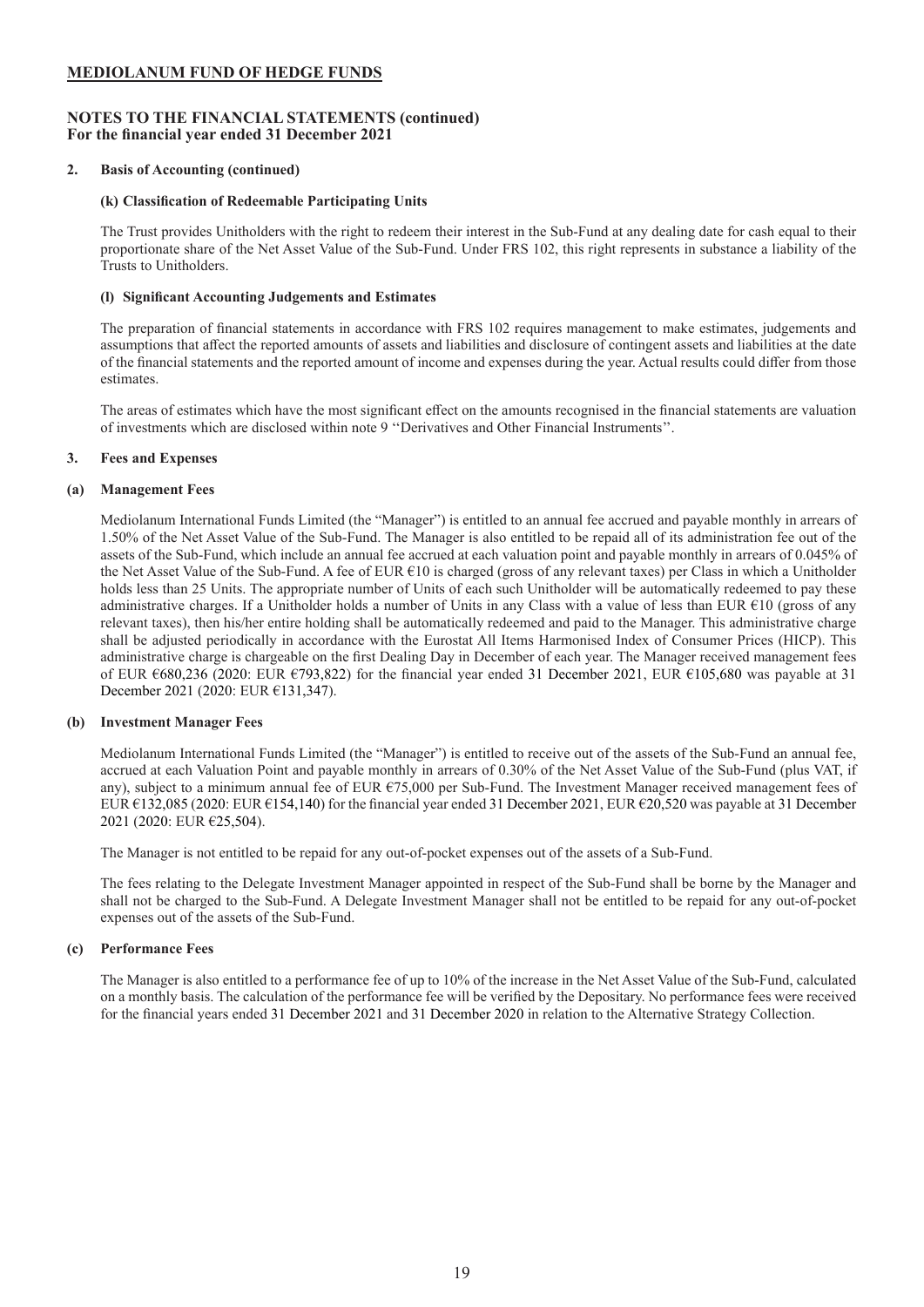## MEDIOLANUM FUND OF HEDGE FUNDS

### NOTES TO THE FINANCIAL STATEMENTS (continued)
### For the financial year ended 31 December 2021

**2. Basis of Accounting (continued)**

**(k) Classification of Redeemable Participating Units**

The Trust provides Unitholders with the right to redeem their interest in the Sub-Fund at any dealing date for cash equal to their proportionate share of the Net Asset Value of the Sub-Fund. Under FRS 102, this right represents in substance a liability of the Trusts to Unitholders.

**(l) Significant Accounting Judgements and Estimates**

The preparation of financial statements in accordance with FRS 102 requires management to make estimates, judgements and assumptions that affect the reported amounts of assets and liabilities and disclosure of contingent assets and liabilities at the date of the financial statements and the reported amount of income and expenses during the year. Actual results could differ from those estimates.

The areas of estimates which have the most significant effect on the amounts recognised in the financial statements are valuation of investments which are disclosed within note 9 ''Derivatives and Other Financial Instruments''.

**3. Fees and Expenses**

**(a) Management Fees**

Mediolanum International Funds Limited (the "Manager") is entitled to an annual fee accrued and payable monthly in arrears of 1.50% of the Net Asset Value of the Sub-Fund. The Manager is also entitled to be repaid all of its administration fee out of the assets of the Sub-Fund, which include an annual fee accrued at each valuation point and payable monthly in arrears of 0.045% of the Net Asset Value of the Sub-Fund. A fee of EUR €10 is charged (gross of any relevant taxes) per Class in which a Unitholder holds less than 25 Units. The appropriate number of Units of each such Unitholder will be automatically redeemed to pay these administrative charges. If a Unitholder holds a number of Units in any Class with a value of less than EUR €10 (gross of any relevant taxes), then his/her entire holding shall be automatically redeemed and paid to the Manager. This administrative charge shall be adjusted periodically in accordance with the Eurostat All Items Harmonised Index of Consumer Prices (HICP). This administrative charge is chargeable on the first Dealing Day in December of each year. The Manager received management fees of EUR €680,236 (2020: EUR €793,822) for the financial year ended 31 December 2021, EUR €105,680 was payable at 31 December 2021 (2020: EUR €131,347).

**(b) Investment Manager Fees**

Mediolanum International Funds Limited (the "Manager") is entitled to receive out of the assets of the Sub-Fund an annual fee, accrued at each Valuation Point and payable monthly in arrears of 0.30% of the Net Asset Value of the Sub-Fund (plus VAT, if any), subject to a minimum annual fee of EUR €75,000 per Sub-Fund. The Investment Manager received management fees of EUR €132,085 (2020: EUR €154,140) for the financial year ended 31 December 2021, EUR €20,520 was payable at 31 December 2021 (2020: EUR €25,504).

The Manager is not entitled to be repaid for any out-of-pocket expenses out of the assets of a Sub-Fund.

The fees relating to the Delegate Investment Manager appointed in respect of the Sub-Fund shall be borne by the Manager and shall not be charged to the Sub-Fund. A Delegate Investment Manager shall not be entitled to be repaid for any out-of-pocket expenses out of the assets of the Sub-Fund.

**(c) Performance Fees**

The Manager is also entitled to a performance fee of up to 10% of the increase in the Net Asset Value of the Sub-Fund, calculated on a monthly basis. The calculation of the performance fee will be verified by the Depositary. No performance fees were received for the financial years ended 31 December 2021 and 31 December 2020 in relation to the Alternative Strategy Collection.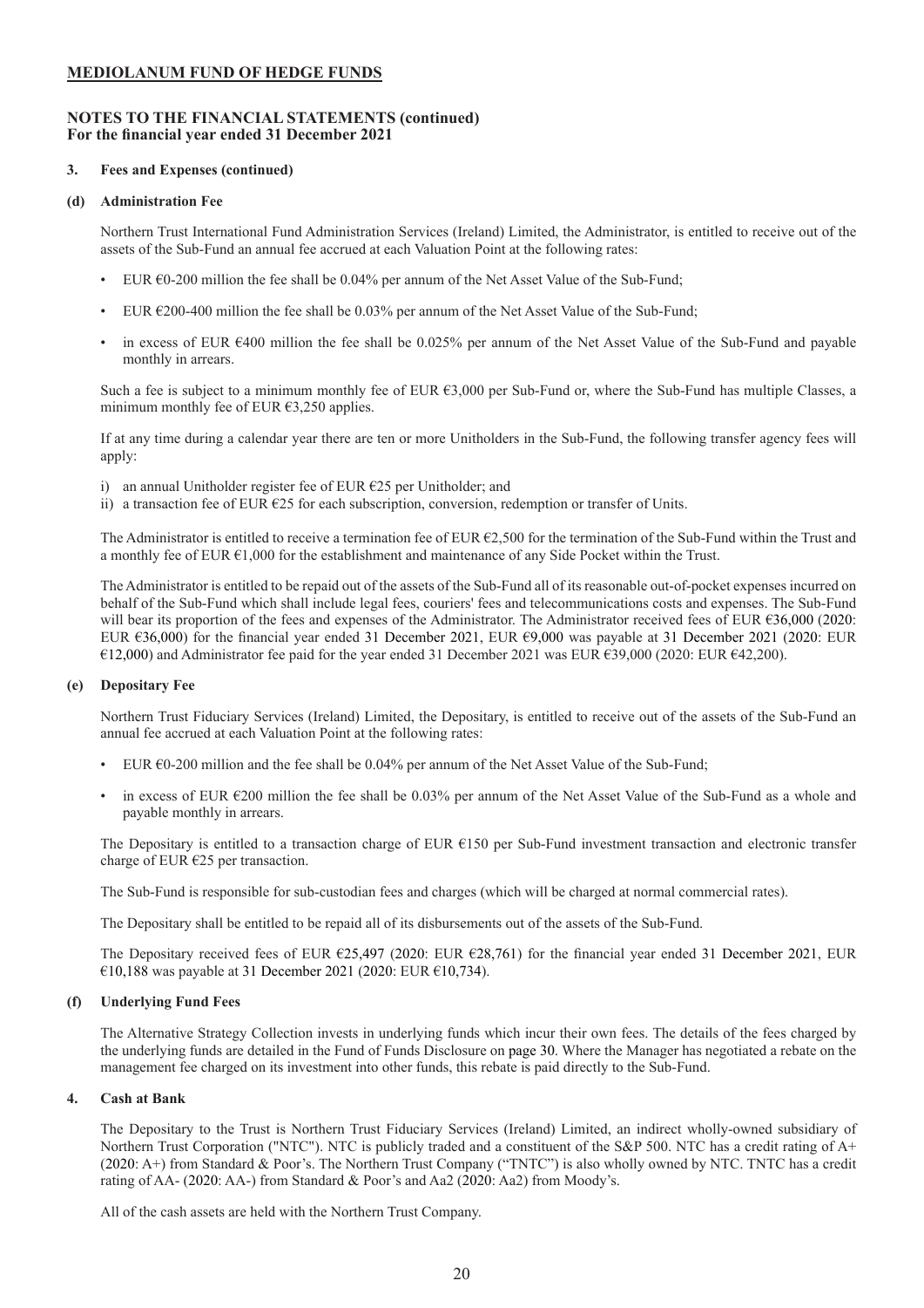**MEDIOLANUM FUND OF HEDGE FUNDS**

**NOTES TO THE FINANCIAL STATEMENTS (continued)**
**For the financial year ended 31 December 2021**

**3. Fees and Expenses (continued)**

**(d) Administration Fee**

Northern Trust International Fund Administration Services (Ireland) Limited, the Administrator, is entitled to receive out of the assets of the Sub-Fund an annual fee accrued at each Valuation Point at the following rates:

- EUR €0-200 million the fee shall be 0.04% per annum of the Net Asset Value of the Sub-Fund;
- EUR €200-400 million the fee shall be 0.03% per annum of the Net Asset Value of the Sub-Fund;
- in excess of EUR €400 million the fee shall be 0.025% per annum of the Net Asset Value of the Sub-Fund and payable monthly in arrears.

Such a fee is subject to a minimum monthly fee of EUR €3,000 per Sub-Fund or, where the Sub-Fund has multiple Classes, a minimum monthly fee of EUR €3,250 applies.

If at any time during a calendar year there are ten or more Unitholders in the Sub-Fund, the following transfer agency fees will apply:

i) an annual Unitholder register fee of EUR €25 per Unitholder; and
ii) a transaction fee of EUR €25 for each subscription, conversion, redemption or transfer of Units.

The Administrator is entitled to receive a termination fee of EUR €2,500 for the termination of the Sub-Fund within the Trust and a monthly fee of EUR €1,000 for the establishment and maintenance of any Side Pocket within the Trust.

The Administrator is entitled to be repaid out of the assets of the Sub-Fund all of its reasonable out-of-pocket expenses incurred on behalf of the Sub-Fund which shall include legal fees, couriers' fees and telecommunications costs and expenses. The Sub-Fund will bear its proportion of the fees and expenses of the Administrator. The Administrator received fees of EUR €36,000 (2020: EUR €36,000) for the financial year ended 31 December 2021, EUR €9,000 was payable at 31 December 2021 (2020: EUR €12,000) and Administrator fee paid for the year ended 31 December 2021 was EUR €39,000 (2020: EUR €42,200).

**(e) Depositary Fee**

Northern Trust Fiduciary Services (Ireland) Limited, the Depositary, is entitled to receive out of the assets of the Sub-Fund an annual fee accrued at each Valuation Point at the following rates:

- EUR €0-200 million and the fee shall be 0.04% per annum of the Net Asset Value of the Sub-Fund;
- in excess of EUR €200 million the fee shall be 0.03% per annum of the Net Asset Value of the Sub-Fund as a whole and payable monthly in arrears.

The Depositary is entitled to a transaction charge of EUR €150 per Sub-Fund investment transaction and electronic transfer charge of EUR €25 per transaction.

The Sub-Fund is responsible for sub-custodian fees and charges (which will be charged at normal commercial rates).

The Depositary shall be entitled to be repaid all of its disbursements out of the assets of the Sub-Fund.

The Depositary received fees of EUR €25,497 (2020: EUR €28,761) for the financial year ended 31 December 2021, EUR €10,188 was payable at 31 December 2021 (2020: EUR €10,734).

**(f) Underlying Fund Fees**

The Alternative Strategy Collection invests in underlying funds which incur their own fees. The details of the fees charged by the underlying funds are detailed in the Fund of Funds Disclosure on page 30. Where the Manager has negotiated a rebate on the management fee charged on its investment into other funds, this rebate is paid directly to the Sub-Fund.

**4. Cash at Bank**

The Depositary to the Trust is Northern Trust Fiduciary Services (Ireland) Limited, an indirect wholly-owned subsidiary of Northern Trust Corporation ("NTC"). NTC is publicly traded and a constituent of the S&P 500. NTC has a credit rating of A+ (2020: A+) from Standard & Poor's. The Northern Trust Company ("TNTC") is also wholly owned by NTC. TNTC has a credit rating of AA- (2020: AA-) from Standard & Poor's and Aa2 (2020: Aa2) from Moody's.

All of the cash assets are held with the Northern Trust Company.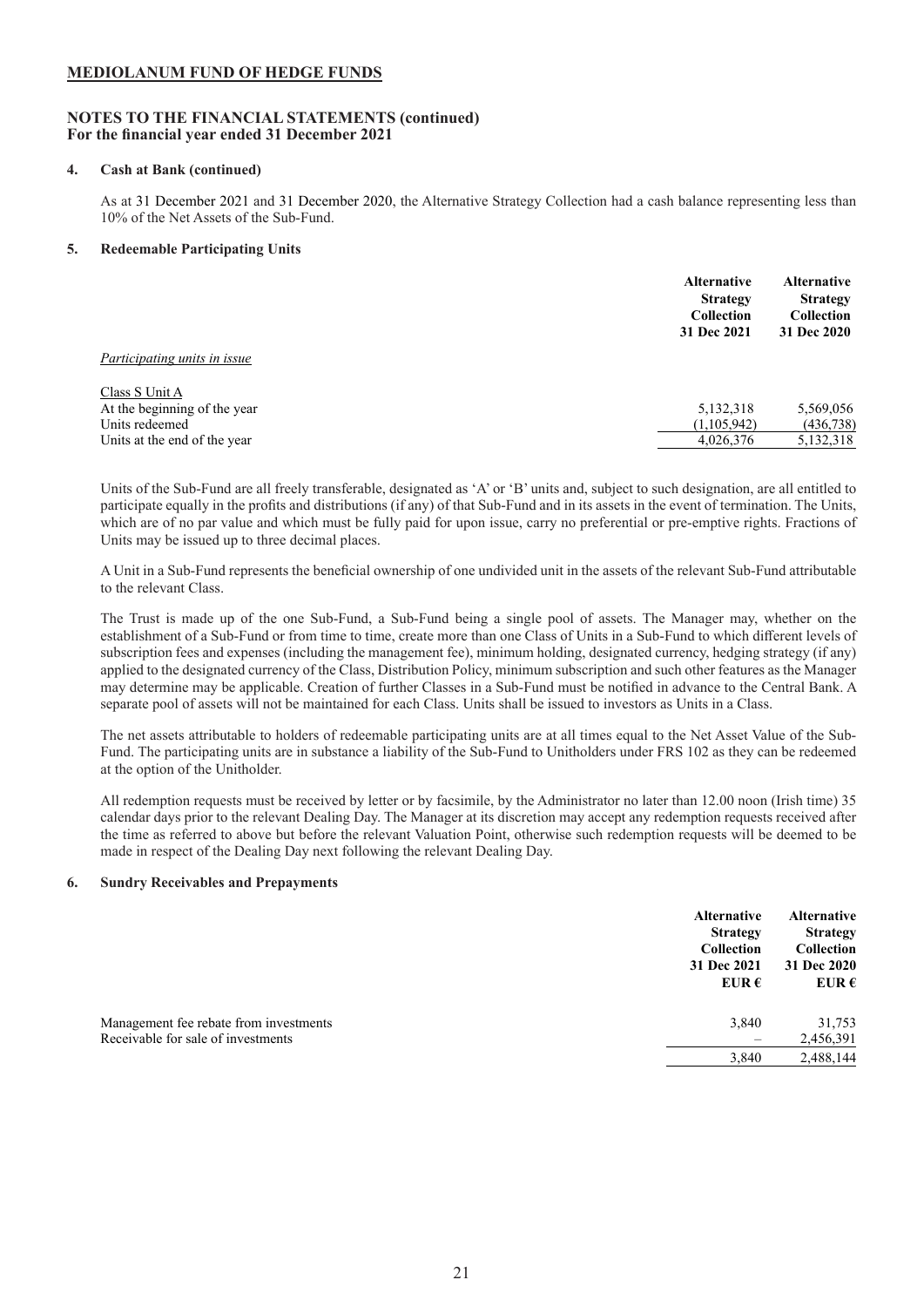# MEDIOLANUM FUND OF HEDGE FUNDS

## NOTES TO THE FINANCIAL STATEMENTS (continued)
**For the financial year ended 31 December 2021**

### 4. Cash at Bank (continued)

As at 31 December 2021 and 31 December 2020, the Alternative Strategy Collection had a cash balance representing less than 10% of the Net Assets of the Sub-Fund.

### 5. Redeemable Participating Units

| | Alternative Strategy Collection 31 Dec 2021 | Alternative Strategy Collection 31 Dec 2020 |
|---|---|---|
| *Participating units in issue* | | |
| Class S Unit A | | |
| At the beginning of the year | 5,132,318 | 5,569,056 |
| Units redeemed | (1,105,942) | (436,738) |
| Units at the end of the year | 4,026,376 | 5,132,318 |

Units of the Sub-Fund are all freely transferable, designated as 'A' or 'B' units and, subject to such designation, are all entitled to participate equally in the profits and distributions (if any) of that Sub-Fund and in its assets in the event of termination. The Units, which are of no par value and which must be fully paid for upon issue, carry no preferential or pre-emptive rights. Fractions of Units may be issued up to three decimal places.

A Unit in a Sub-Fund represents the beneficial ownership of one undivided unit in the assets of the relevant Sub-Fund attributable to the relevant Class.

The Trust is made up of the one Sub-Fund, a Sub-Fund being a single pool of assets. The Manager may, whether on the establishment of a Sub-Fund or from time to time, create more than one Class of Units in a Sub-Fund to which different levels of subscription fees and expenses (including the management fee), minimum holding, designated currency, hedging strategy (if any) applied to the designated currency of the Class, Distribution Policy, minimum subscription and such other features as the Manager may determine may be applicable. Creation of further Classes in a Sub-Fund must be notified in advance to the Central Bank. A separate pool of assets will not be maintained for each Class. Units shall be issued to investors as Units in a Class.

The net assets attributable to holders of redeemable participating units are at all times equal to the Net Asset Value of the Sub-Fund. The participating units are in substance a liability of the Sub-Fund to Unitholders under FRS 102 as they can be redeemed at the option of the Unitholder.

All redemption requests must be received by letter or by facsimile, by the Administrator no later than 12.00 noon (Irish time) 35 calendar days prior to the relevant Dealing Day. The Manager at its discretion may accept any redemption requests received after the time as referred to above but before the relevant Valuation Point, otherwise such redemption requests will be deemed to be made in respect of the Dealing Day next following the relevant Dealing Day.

### 6. Sundry Receivables and Prepayments

| | Alternative Strategy Collection 31 Dec 2021 EUR € | Alternative Strategy Collection 31 Dec 2020 EUR € |
|---|---|---|
| Management fee rebate from investments | 3,840 | 31,753 |
| Receivable for sale of investments | – | 2,456,391 |
| | 3,840 | 2,488,144 |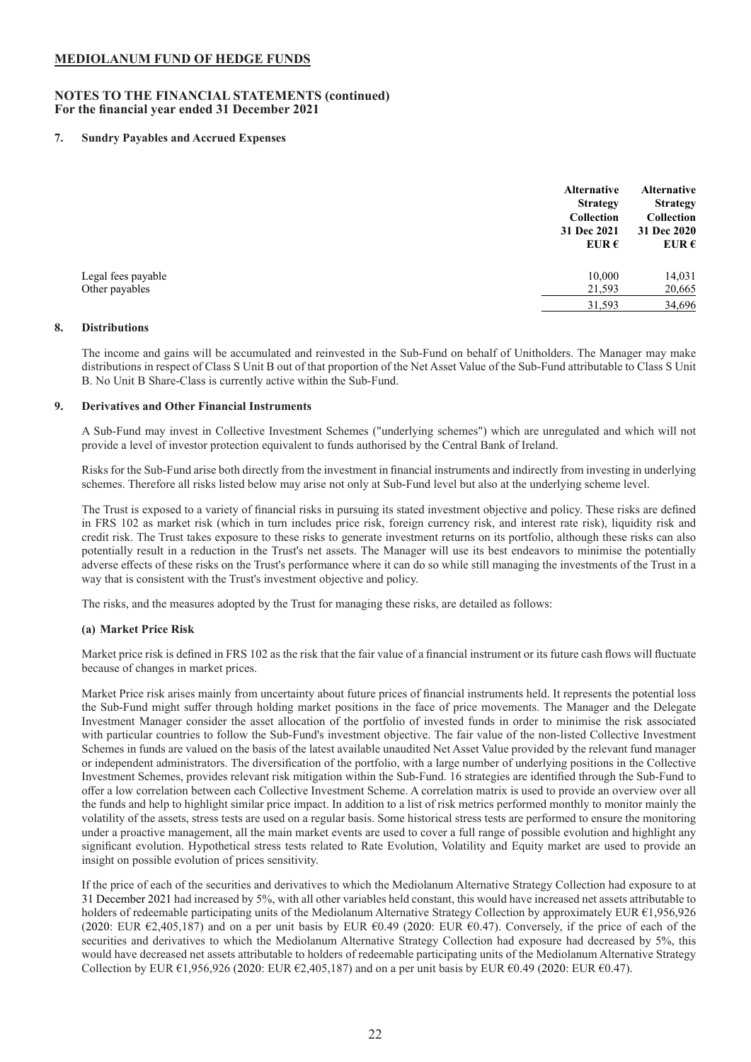# MEDIOLANUM FUND OF HEDGE FUNDS

## NOTES TO THE FINANCIAL STATEMENTS (continued)
**For the financial year ended 31 December 2021**

### 7. Sundry Payables and Accrued Expenses

| | Alternative Strategy Collection 31 Dec 2021 EUR € | Alternative Strategy Collection 31 Dec 2020 EUR € |
|---|---|---|
| Legal fees payable | 10,000 | 14,031 |
| Other payables | 21,593 | 20,665 |
| | 31,593 | 34,696 |

### 8. Distributions

The income and gains will be accumulated and reinvested in the Sub-Fund on behalf of Unitholders. The Manager may make distributions in respect of Class S Unit B out of that proportion of the Net Asset Value of the Sub-Fund attributable to Class S Unit B. No Unit B Share-Class is currently active within the Sub-Fund.

### 9. Derivatives and Other Financial Instruments

A Sub-Fund may invest in Collective Investment Schemes ("underlying schemes") which are unregulated and which will not provide a level of investor protection equivalent to funds authorised by the Central Bank of Ireland.

Risks for the Sub-Fund arise both directly from the investment in financial instruments and indirectly from investing in underlying schemes. Therefore all risks listed below may arise not only at Sub-Fund level but also at the underlying scheme level.

The Trust is exposed to a variety of financial risks in pursuing its stated investment objective and policy. These risks are defined in FRS 102 as market risk (which in turn includes price risk, foreign currency risk, and interest rate risk), liquidity risk and credit risk. The Trust takes exposure to these risks to generate investment returns on its portfolio, although these risks can also potentially result in a reduction in the Trust's net assets. The Manager will use its best endeavors to minimise the potentially adverse effects of these risks on the Trust's performance where it can do so while still managing the investments of the Trust in a way that is consistent with the Trust's investment objective and policy.

The risks, and the measures adopted by the Trust for managing these risks, are detailed as follows:

#### (a) Market Price Risk

Market price risk is defined in FRS 102 as the risk that the fair value of a financial instrument or its future cash flows will fluctuate because of changes in market prices.

Market Price risk arises mainly from uncertainty about future prices of financial instruments held. It represents the potential loss the Sub-Fund might suffer through holding market positions in the face of price movements. The Manager and the Delegate Investment Manager consider the asset allocation of the portfolio of invested funds in order to minimise the risk associated with particular countries to follow the Sub-Fund's investment objective. The fair value of the non-listed Collective Investment Schemes in funds are valued on the basis of the latest available unaudited Net Asset Value provided by the relevant fund manager or independent administrators. The diversification of the portfolio, with a large number of underlying positions in the Collective Investment Schemes, provides relevant risk mitigation within the Sub-Fund. 16 strategies are identified through the Sub-Fund to offer a low correlation between each Collective Investment Scheme. A correlation matrix is used to provide an overview over all the funds and help to highlight similar price impact. In addition to a list of risk metrics performed monthly to monitor mainly the volatility of the assets, stress tests are used on a regular basis. Some historical stress tests are performed to ensure the monitoring under a proactive management, all the main market events are used to cover a full range of possible evolution and highlight any significant evolution. Hypothetical stress tests related to Rate Evolution, Volatility and Equity market are used to provide an insight on possible evolution of prices sensitivity.

If the price of each of the securities and derivatives to which the Mediolanum Alternative Strategy Collection had exposure to at 31 December 2021 had increased by 5%, with all other variables held constant, this would have increased net assets attributable to holders of redeemable participating units of the Mediolanum Alternative Strategy Collection by approximately EUR €1,956,926 (2020: EUR €2,405,187) and on a per unit basis by EUR €0.49 (2020: EUR €0.47). Conversely, if the price of each of the securities and derivatives to which the Mediolanum Alternative Strategy Collection had exposure had decreased by 5%, this would have decreased net assets attributable to holders of redeemable participating units of the Mediolanum Alternative Strategy Collection by EUR €1,956,926 (2020: EUR €2,405,187) and on a per unit basis by EUR €0.49 (2020: EUR €0.47).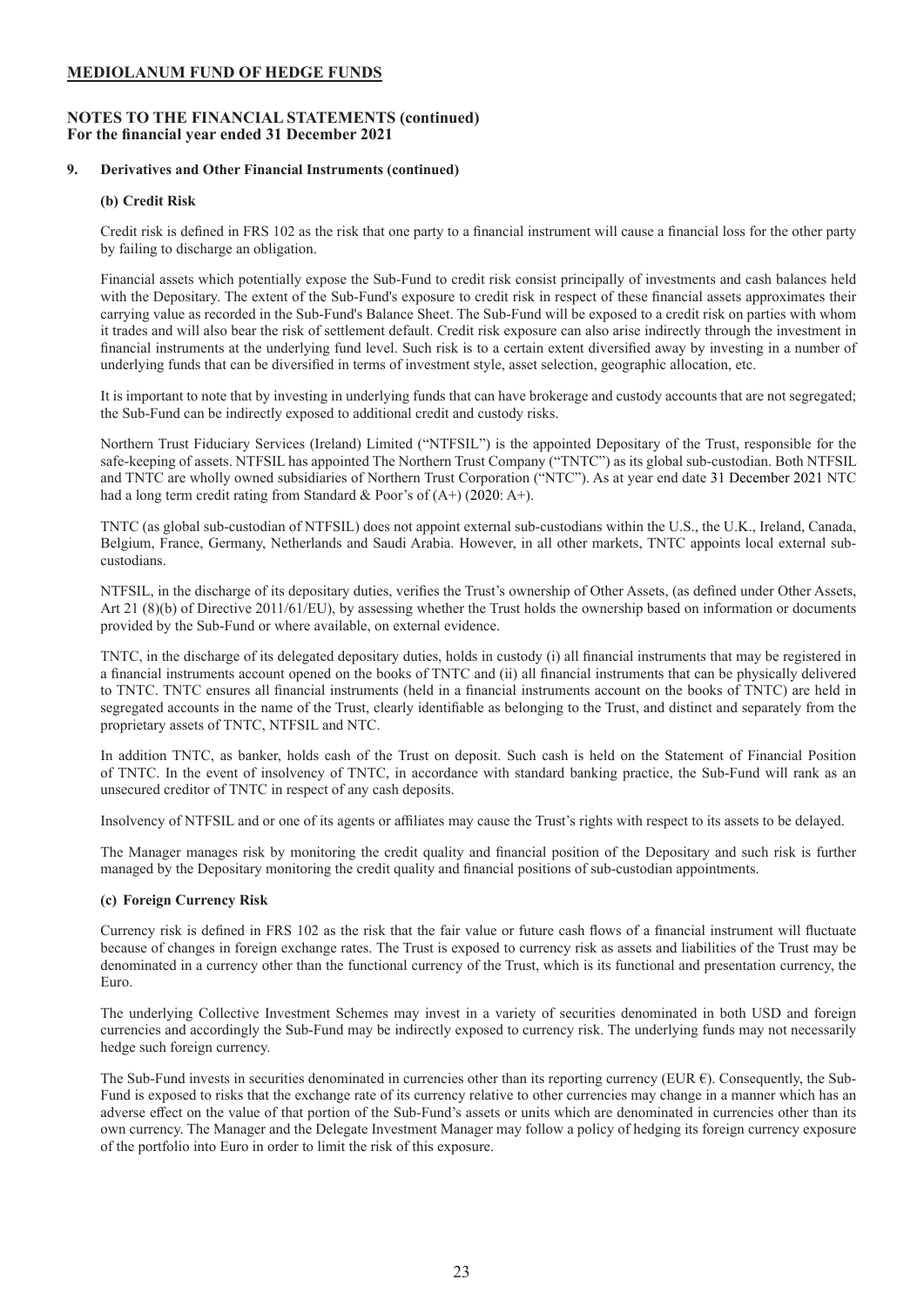**NOTES TO THE FINANCIAL STATEMENTS (continued)**
**For the financial year ended 31 December 2021**

## 9. Derivatives and Other Financial Instruments (continued)

### (b) Credit Risk

Credit risk is defined in FRS 102 as the risk that one party to a financial instrument will cause a financial loss for the other party by failing to discharge an obligation.

Financial assets which potentially expose the Sub-Fund to credit risk consist principally of investments and cash balances held with the Depositary. The extent of the Sub-Fund's exposure to credit risk in respect of these financial assets approximates their carrying value as recorded in the Sub-Fund's Balance Sheet. The Sub-Fund will be exposed to a credit risk on parties with whom it trades and will also bear the risk of settlement default. Credit risk exposure can also arise indirectly through the investment in financial instruments at the underlying fund level. Such risk is to a certain extent diversified away by investing in a number of underlying funds that can be diversified in terms of investment style, asset selection, geographic allocation, etc.

It is important to note that by investing in underlying funds that can have brokerage and custody accounts that are not segregated; the Sub-Fund can be indirectly exposed to additional credit and custody risks.

Northern Trust Fiduciary Services (Ireland) Limited ("NTFSIL") is the appointed Depositary of the Trust, responsible for the safe-keeping of assets. NTFSIL has appointed The Northern Trust Company ("TNTC") as its global sub-custodian. Both NTFSIL and TNTC are wholly owned subsidiaries of Northern Trust Corporation ("NTC"). As at year end date 31 December 2021 NTC had a long term credit rating from Standard & Poor's of (A+) (2020: A+).

TNTC (as global sub-custodian of NTFSIL) does not appoint external sub-custodians within the U.S., the U.K., Ireland, Canada, Belgium, France, Germany, Netherlands and Saudi Arabia. However, in all other markets, TNTC appoints local external sub-custodians.

NTFSIL, in the discharge of its depositary duties, verifies the Trust's ownership of Other Assets, (as defined under Other Assets, Art 21 (8)(b) of Directive 2011/61/EU), by assessing whether the Trust holds the ownership based on information or documents provided by the Sub-Fund or where available, on external evidence.

TNTC, in the discharge of its delegated depositary duties, holds in custody (i) all financial instruments that may be registered in a financial instruments account opened on the books of TNTC and (ii) all financial instruments that can be physically delivered to TNTC. TNTC ensures all financial instruments (held in a financial instruments account on the books of TNTC) are held in segregated accounts in the name of the Trust, clearly identifiable as belonging to the Trust, and distinct and separately from the proprietary assets of TNTC, NTFSIL and NTC.

In addition TNTC, as banker, holds cash of the Trust on deposit. Such cash is held on the Statement of Financial Position of TNTC. In the event of insolvency of TNTC, in accordance with standard banking practice, the Sub-Fund will rank as an unsecured creditor of TNTC in respect of any cash deposits.

Insolvency of NTFSIL and or one of its agents or affiliates may cause the Trust's rights with respect to its assets to be delayed.

The Manager manages risk by monitoring the credit quality and financial position of the Depositary and such risk is further managed by the Depositary monitoring the credit quality and financial positions of sub-custodian appointments.

### (c) Foreign Currency Risk

Currency risk is defined in FRS 102 as the risk that the fair value or future cash flows of a financial instrument will fluctuate because of changes in foreign exchange rates. The Trust is exposed to currency risk as assets and liabilities of the Trust may be denominated in a currency other than the functional currency of the Trust, which is its functional and presentation currency, the Euro.

The underlying Collective Investment Schemes may invest in a variety of securities denominated in both USD and foreign currencies and accordingly the Sub-Fund may be indirectly exposed to currency risk. The underlying funds may not necessarily hedge such foreign currency.

The Sub-Fund invests in securities denominated in currencies other than its reporting currency (EUR €). Consequently, the Sub-Fund is exposed to risks that the exchange rate of its currency relative to other currencies may change in a manner which has an adverse effect on the value of that portion of the Sub-Fund's assets or units which are denominated in currencies other than its own currency. The Manager and the Delegate Investment Manager may follow a policy of hedging its foreign currency exposure of the portfolio into Euro in order to limit the risk of this exposure.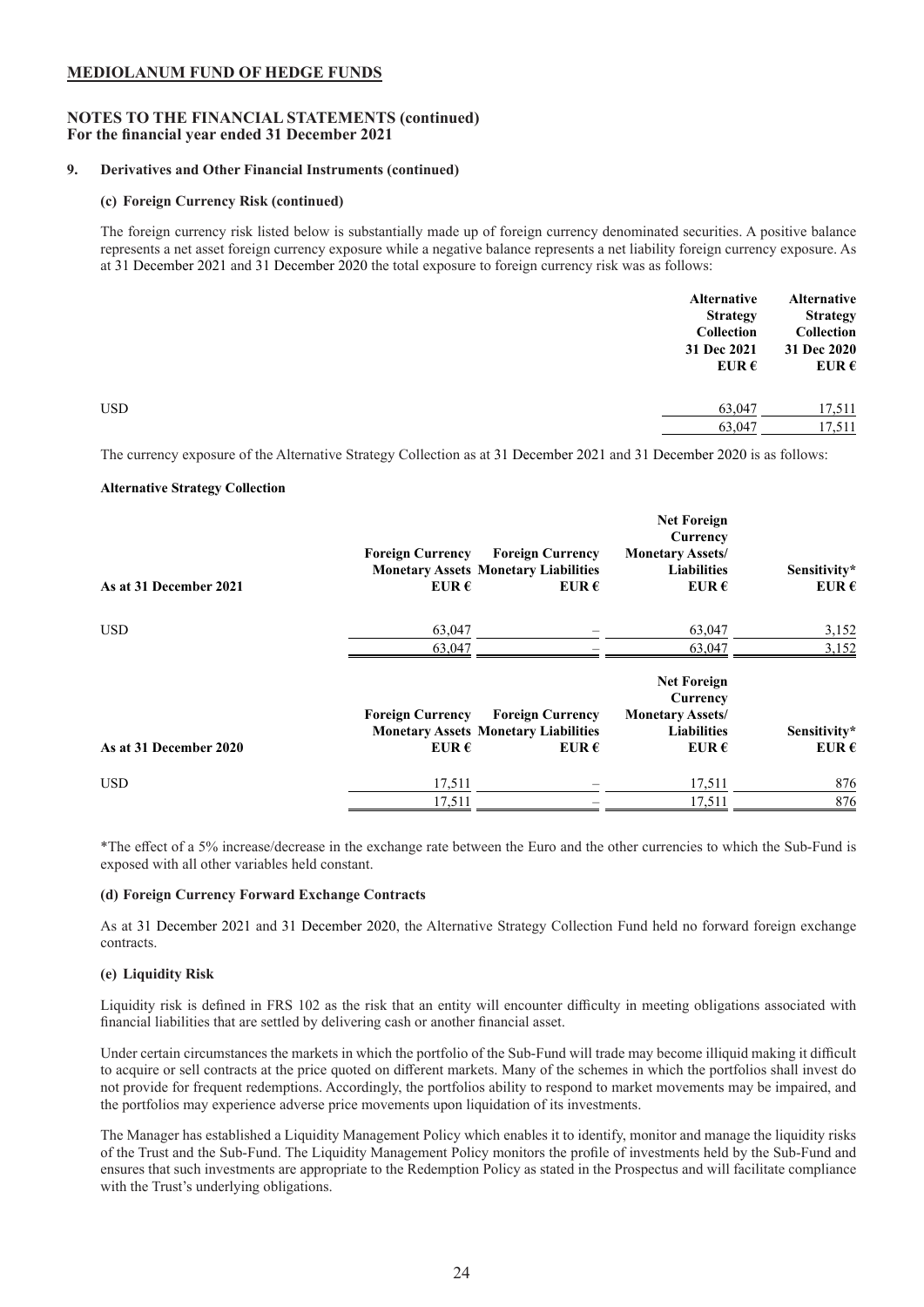**MEDIOLANUM FUND OF HEDGE FUNDS**

**NOTES TO THE FINANCIAL STATEMENTS (continued)**
**For the financial year ended 31 December 2021**

**9. Derivatives and Other Financial Instruments (continued)**

**(c) Foreign Currency Risk (continued)**

The foreign currency risk listed below is substantially made up of foreign currency denominated securities. A positive balance represents a net asset foreign currency exposure while a negative balance represents a net liability foreign currency exposure. As at 31 December 2021 and 31 December 2020 the total exposure to foreign currency risk was as follows:

| | Alternative Strategy Collection 31 Dec 2021 EUR € | Alternative Strategy Collection 31 Dec 2020 EUR € |
|---|---|---|
| USD | 63,047 | 17,511 |
| | 63,047 | 17,511 |

The currency exposure of the Alternative Strategy Collection as at 31 December 2021 and 31 December 2020 is as follows:

**Alternative Strategy Collection**

| As at 31 December 2021 | Foreign Currency Monetary Assets EUR € | Foreign Currency Monetary Liabilities EUR € | Net Foreign Currency Monetary Assets/ Liabilities EUR € | Sensitivity* EUR € |
|---|---|---|---|---|
| USD | 63,047 | – | 63,047 | 3,152 |
| | 63,047 | – | 63,047 | 3,152 |

| As at 31 December 2020 | Foreign Currency Monetary Assets EUR € | Foreign Currency Monetary Liabilities EUR € | Net Foreign Currency Monetary Assets/ Liabilities EUR € | Sensitivity* EUR € |
|---|---|---|---|---|
| USD | 17,511 | – | 17,511 | 876 |
| | 17,511 | – | 17,511 | 876 |

*The effect of a 5% increase/decrease in the exchange rate between the Euro and the other currencies to which the Sub-Fund is exposed with all other variables held constant.

**(d) Foreign Currency Forward Exchange Contracts**

As at 31 December 2021 and 31 December 2020, the Alternative Strategy Collection Fund held no forward foreign exchange contracts.

**(e) Liquidity Risk**

Liquidity risk is defined in FRS 102 as the risk that an entity will encounter difficulty in meeting obligations associated with financial liabilities that are settled by delivering cash or another financial asset.

Under certain circumstances the markets in which the portfolio of the Sub-Fund will trade may become illiquid making it difficult to acquire or sell contracts at the price quoted on different markets. Many of the schemes in which the portfolios shall invest do not provide for frequent redemptions. Accordingly, the portfolios ability to respond to market movements may be impaired, and the portfolios may experience adverse price movements upon liquidation of its investments.

The Manager has established a Liquidity Management Policy which enables it to identify, monitor and manage the liquidity risks of the Trust and the Sub-Fund. The Liquidity Management Policy monitors the profile of investments held by the Sub-Fund and ensures that such investments are appropriate to the Redemption Policy as stated in the Prospectus and will facilitate compliance with the Trust's underlying obligations.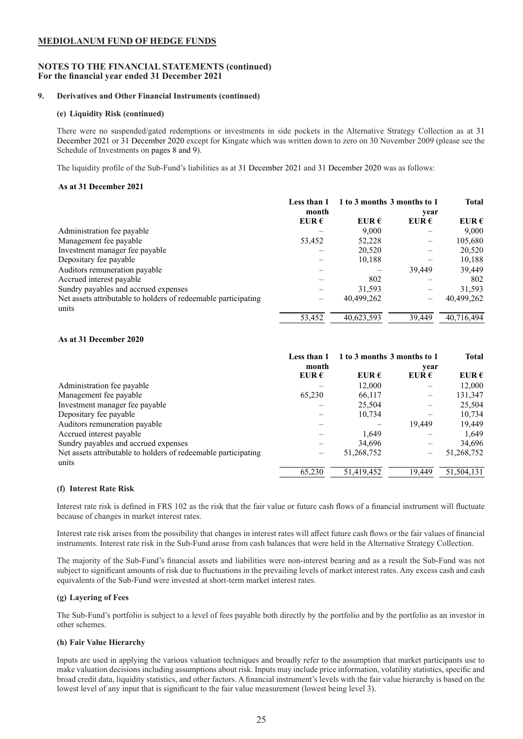## MEDIOLANUM FUND OF HEDGE FUNDS

### NOTES TO THE FINANCIAL STATEMENTS (continued)
**For the financial year ended 31 December 2021**

#### 9. Derivatives and Other Financial Instruments (continued)

**(e) Liquidity Risk (continued)**

There were no suspended/gated redemptions or investments in side pockets in the Alternative Strategy Collection as at 31 December 2021 or 31 December 2020 except for Kingate which was written down to zero on 30 November 2009 (please see the Schedule of Investments on pages 8 and 9).

The liquidity profile of the Sub-Fund's liabilities as at 31 December 2021 and 31 December 2020 was as follows:

**As at 31 December 2021**

| | Less than 1 month | 1 to 3 months | 3 months to 1 year | Total |
|---|---|---|---|---|
| | EUR € | EUR € | EUR € | EUR € |
| Administration fee payable | – | 9,000 | – | 9,000 |
| Management fee payable | 53,452 | 52,228 | – | 105,680 |
| Investment manager fee payable | – | 20,520 | – | 20,520 |
| Depositary fee payable | – | 10,188 | – | 10,188 |
| Auditors remuneration payable | – | – | 39,449 | 39,449 |
| Accrued interest payable | – | 802 | – | 802 |
| Sundry payables and accrued expenses | – | 31,593 | – | 31,593 |
| Net assets attributable to holders of redeemable participating units | – | 40,499,262 | – | 40,499,262 |
| | 53,452 | 40,623,593 | 39,449 | 40,716,494 |

**As at 31 December 2020**

| | Less than 1 month | 1 to 3 months | 3 months to 1 year | Total |
|---|---|---|---|---|
| | EUR € | EUR € | EUR € | EUR € |
| Administration fee payable | – | 12,000 | – | 12,000 |
| Management fee payable | 65,230 | 66,117 | – | 131,347 |
| Investment manager fee payable | – | 25,504 | – | 25,504 |
| Depositary fee payable | – | 10,734 | – | 10,734 |
| Auditors remuneration payable | – | – | 19,449 | 19,449 |
| Accrued interest payable | – | 1,649 | – | 1,649 |
| Sundry payables and accrued expenses | – | 34,696 | – | 34,696 |
| Net assets attributable to holders of redeemable participating units | – | 51,268,752 | – | 51,268,752 |
| | 65,230 | 51,419,452 | 19,449 | 51,504,131 |

**(f) Interest Rate Risk**

Interest rate risk is defined in FRS 102 as the risk that the fair value or future cash flows of a financial instrument will fluctuate because of changes in market interest rates.

Interest rate risk arises from the possibility that changes in interest rates will affect future cash flows or the fair values of financial instruments. Interest rate risk in the Sub-Fund arose from cash balances that were held in the Alternative Strategy Collection.

The majority of the Sub-Fund's financial assets and liabilities were non-interest bearing and as a result the Sub-Fund was not subject to significant amounts of risk due to fluctuations in the prevailing levels of market interest rates. Any excess cash and cash equivalents of the Sub-Fund were invested at short-term market interest rates.

**(g) Layering of Fees**

The Sub-Fund's portfolio is subject to a level of fees payable both directly by the portfolio and by the portfolio as an investor in other schemes.

**(h) Fair Value Hierarchy**

Inputs are used in applying the various valuation techniques and broadly refer to the assumption that market participants use to make valuation decisions including assumptions about risk. Inputs may include price information, volatility statistics, specific and broad credit data, liquidity statistics, and other factors. A financial instrument's levels with the fair value hierarchy is based on the lowest level of any input that is significant to the fair value measurement (lowest being level 3).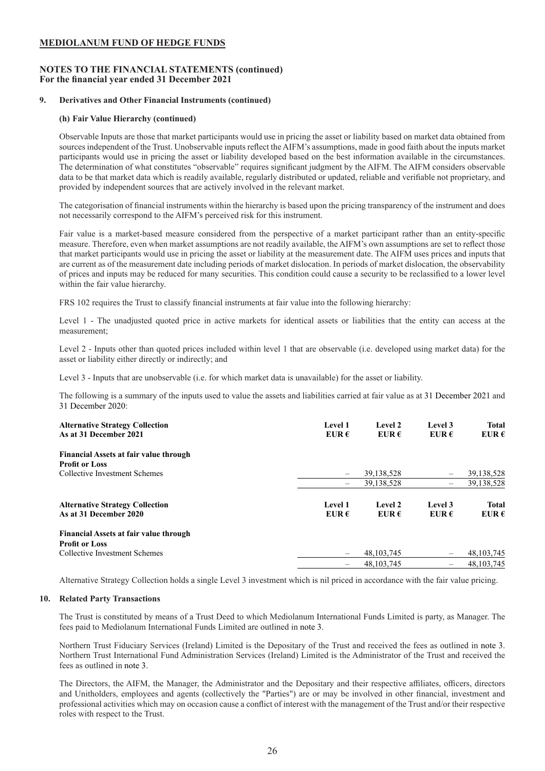**MEDIOLANUM FUND OF HEDGE FUNDS**

**NOTES TO THE FINANCIAL STATEMENTS (continued)**
**For the financial year ended 31 December 2021**

**9. Derivatives and Other Financial Instruments (continued)**

**(h) Fair Value Hierarchy (continued)**

Observable Inputs are those that market participants would use in pricing the asset or liability based on market data obtained from sources independent of the Trust. Unobservable inputs reflect the AIFM's assumptions, made in good faith about the inputs market participants would use in pricing the asset or liability developed based on the best information available in the circumstances. The determination of what constitutes "observable" requires significant judgment by the AIFM. The AIFM considers observable data to be that market data which is readily available, regularly distributed or updated, reliable and verifiable not proprietary, and provided by independent sources that are actively involved in the relevant market.

The categorisation of financial instruments within the hierarchy is based upon the pricing transparency of the instrument and does not necessarily correspond to the AIFM's perceived risk for this instrument.

Fair value is a market-based measure considered from the perspective of a market participant rather than an entity-specific measure. Therefore, even when market assumptions are not readily available, the AIFM's own assumptions are set to reflect those that market participants would use in pricing the asset or liability at the measurement date. The AIFM uses prices and inputs that are current as of the measurement date including periods of market dislocation. In periods of market dislocation, the observability of prices and inputs may be reduced for many securities. This condition could cause a security to be reclassified to a lower level within the fair value hierarchy.

FRS 102 requires the Trust to classify financial instruments at fair value into the following hierarchy:

Level 1 - The unadjusted quoted price in active markets for identical assets or liabilities that the entity can access at the measurement;

Level 2 - Inputs other than quoted prices included within level 1 that are observable (i.e. developed using market data) for the asset or liability either directly or indirectly; and

Level 3 - Inputs that are unobservable (i.e. for which market data is unavailable) for the asset or liability.

The following is a summary of the inputs used to value the assets and liabilities carried at fair value as at 31 December 2021 and 31 December 2020:

| **Alternative Strategy Collection**<br>**As at 31 December 2021** | **Level 1**<br>**EUR €** | **Level 2**<br>**EUR €** | **Level 3**<br>**EUR €** | **Total**<br>**EUR €** |
|---|---|---|---|---|
| **Financial Assets at fair value through Profit or Loss** | | | | |
| Collective Investment Schemes | – | 39,138,528 | – | 39,138,528 |
| | – | 39,138,528 | – | 39,138,528 |

| **Alternative Strategy Collection**<br>**As at 31 December 2020** | **Level 1**<br>**EUR €** | **Level 2**<br>**EUR €** | **Level 3**<br>**EUR €** | **Total**<br>**EUR €** |
|---|---|---|---|---|
| **Financial Assets at fair value through Profit or Loss** | | | | |
| Collective Investment Schemes | – | 48,103,745 | – | 48,103,745 |
| | – | 48,103,745 | – | 48,103,745 |

Alternative Strategy Collection holds a single Level 3 investment which is nil priced in accordance with the fair value pricing.

**10. Related Party Transactions**

The Trust is constituted by means of a Trust Deed to which Mediolanum International Funds Limited is party, as Manager. The fees paid to Mediolanum International Funds Limited are outlined in note 3.

Northern Trust Fiduciary Services (Ireland) Limited is the Depositary of the Trust and received the fees as outlined in note 3. Northern Trust International Fund Administration Services (Ireland) Limited is the Administrator of the Trust and received the fees as outlined in note 3.

The Directors, the AIFM, the Manager, the Administrator and the Depositary and their respective affiliates, officers, directors and Unitholders, employees and agents (collectively the "Parties") are or may be involved in other financial, investment and professional activities which may on occasion cause a conflict of interest with the management of the Trust and/or their respective roles with respect to the Trust.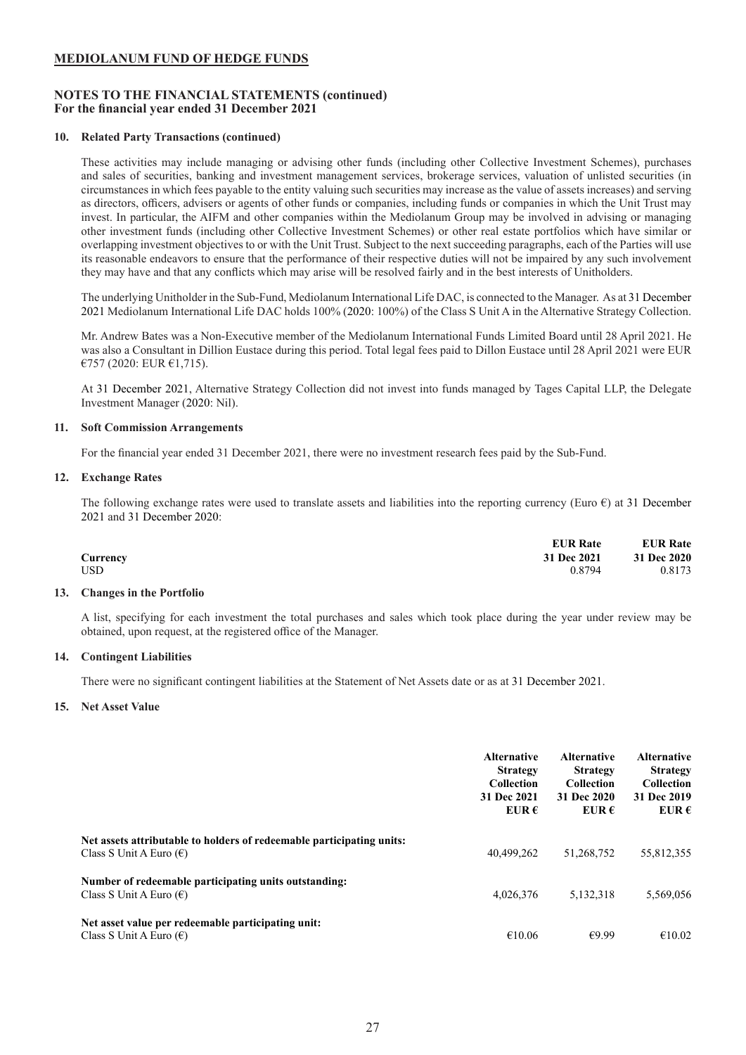**MEDIOLANUM FUND OF HEDGE FUNDS**

**NOTES TO THE FINANCIAL STATEMENTS (continued)**
**For the financial year ended 31 December 2021**

**10. Related Party Transactions (continued)**

These activities may include managing or advising other funds (including other Collective Investment Schemes), purchases and sales of securities, banking and investment management services, brokerage services, valuation of unlisted securities (in circumstances in which fees payable to the entity valuing such securities may increase as the value of assets increases) and serving as directors, officers, advisers or agents of other funds or companies, including funds or companies in which the Unit Trust may invest. In particular, the AIFM and other companies within the Mediolanum Group may be involved in advising or managing other investment funds (including other Collective Investment Schemes) or other real estate portfolios which have similar or overlapping investment objectives to or with the Unit Trust. Subject to the next succeeding paragraphs, each of the Parties will use its reasonable endeavors to ensure that the performance of their respective duties will not be impaired by any such involvement they may have and that any conflicts which may arise will be resolved fairly and in the best interests of Unitholders.

The underlying Unitholder in the Sub-Fund, Mediolanum International Life DAC, is connected to the Manager. As at 31 December 2021 Mediolanum International Life DAC holds 100% (2020: 100%) of the Class S Unit A in the Alternative Strategy Collection.

Mr. Andrew Bates was a Non-Executive member of the Mediolanum International Funds Limited Board until 28 April 2021. He was also a Consultant in Dillion Eustace during this period. Total legal fees paid to Dillon Eustace until 28 April 2021 were EUR €757 (2020: EUR €1,715).

At 31 December 2021, Alternative Strategy Collection did not invest into funds managed by Tages Capital LLP, the Delegate Investment Manager (2020: Nil).

**11. Soft Commission Arrangements**

For the financial year ended 31 December 2021, there were no investment research fees paid by the Sub-Fund.

**12. Exchange Rates**

The following exchange rates were used to translate assets and liabilities into the reporting currency (Euro €) at 31 December 2021 and 31 December 2020:

| Currency | EUR Rate 31 Dec 2021 | EUR Rate 31 Dec 2020 |
|---|---|---|
| USD | 0.8794 | 0.8173 |

**13. Changes in the Portfolio**

A list, specifying for each investment the total purchases and sales which took place during the year under review may be obtained, upon request, at the registered office of the Manager.

**14. Contingent Liabilities**

There were no significant contingent liabilities at the Statement of Net Assets date or as at 31 December 2021.

**15. Net Asset Value**

| | Alternative Strategy Collection 31 Dec 2021 EUR € | Alternative Strategy Collection 31 Dec 2020 EUR € | Alternative Strategy Collection 31 Dec 2019 EUR € |
|---|---|---|---|
| **Net assets attributable to holders of redeemable participating units:** | | | |
| Class S Unit A Euro (€) | 40,499,262 | 51,268,752 | 55,812,355 |
| **Number of redeemable participating units outstanding:** | | | |
| Class S Unit A Euro (€) | 4,026,376 | 5,132,318 | 5,569,056 |
| **Net asset value per redeemable participating unit:** | | | |
| Class S Unit A Euro (€) | €10.06 | €9.99 | €10.02 |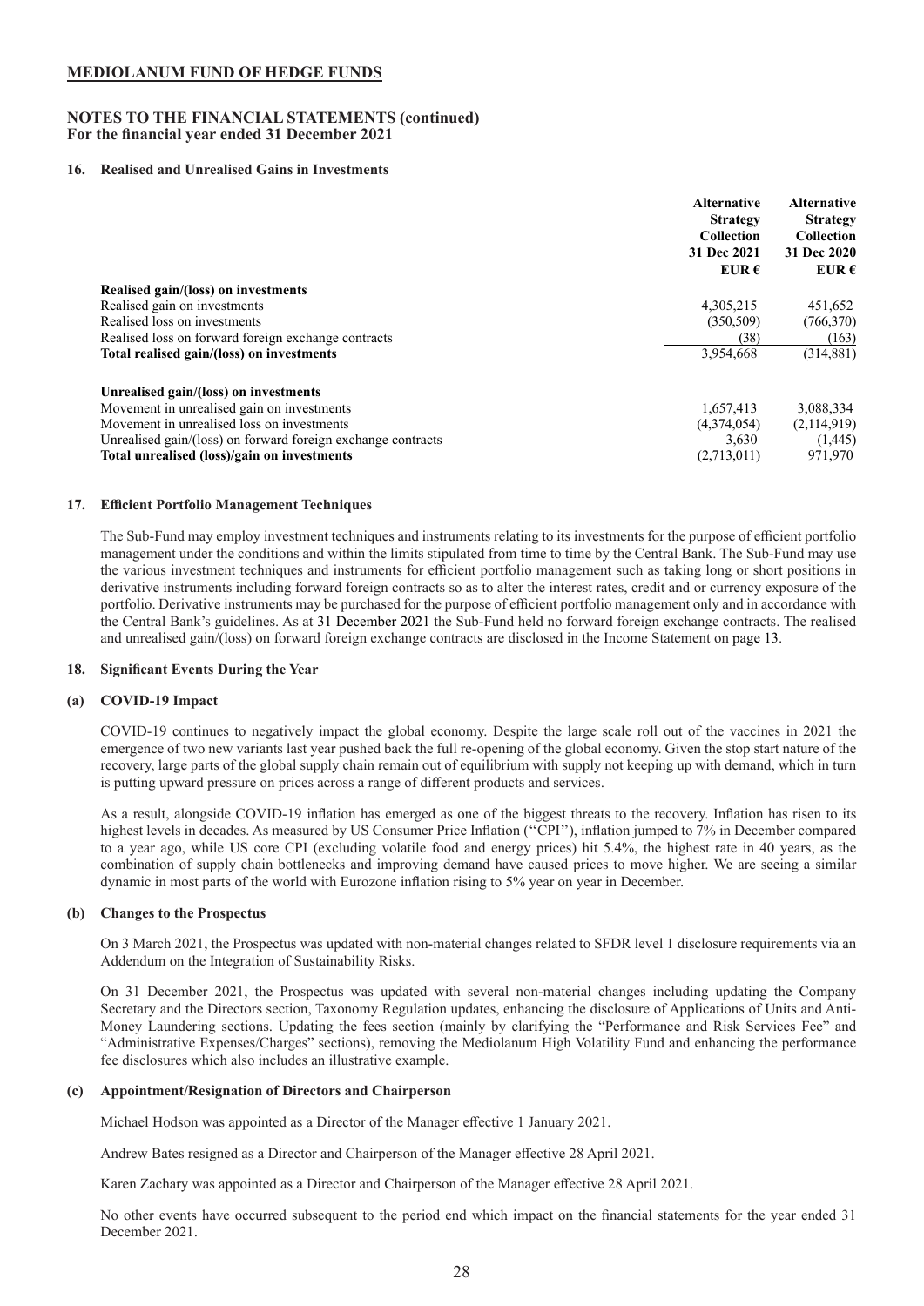**MEDIOLANUM FUND OF HEDGE FUNDS**

**NOTES TO THE FINANCIAL STATEMENTS (continued)**
**For the financial year ended 31 December 2021**

### 16. Realised and Unrealised Gains in Investments

| | Alternative Strategy Collection 31 Dec 2021 EUR € | Alternative Strategy Collection 31 Dec 2020 EUR € |
|---|---|---|
| **Realised gain/(loss) on investments** | | |
| Realised gain on investments | 4,305,215 | 451,652 |
| Realised loss on investments | (350,509) | (766,370) |
| Realised loss on forward foreign exchange contracts | (38) | (163) |
| **Total realised gain/(loss) on investments** | 3,954,668 | (314,881) |
| **Unrealised gain/(loss) on investments** | | |
| Movement in unrealised gain on investments | 1,657,413 | 3,088,334 |
| Movement in unrealised loss on investments | (4,374,054) | (2,114,919) |
| Unrealised gain/(loss) on forward foreign exchange contracts | 3,630 | (1,445) |
| **Total unrealised (loss)/gain on investments** | (2,713,011) | 971,970 |

### 17. Efficient Portfolio Management Techniques

The Sub-Fund may employ investment techniques and instruments relating to its investments for the purpose of efficient portfolio management under the conditions and within the limits stipulated from time to time by the Central Bank. The Sub-Fund may use the various investment techniques and instruments for efficient portfolio management such as taking long or short positions in derivative instruments including forward foreign contracts so as to alter the interest rates, credit and or currency exposure of the portfolio. Derivative instruments may be purchased for the purpose of efficient portfolio management only and in accordance with the Central Bank's guidelines. As at 31 December 2021 the Sub-Fund held no forward foreign exchange contracts. The realised and unrealised gain/(loss) on forward foreign exchange contracts are disclosed in the Income Statement on page 13.

### 18. Significant Events During the Year

#### (a) COVID-19 Impact

COVID-19 continues to negatively impact the global economy. Despite the large scale roll out of the vaccines in 2021 the emergence of two new variants last year pushed back the full re-opening of the global economy. Given the stop start nature of the recovery, large parts of the global supply chain remain out of equilibrium with supply not keeping up with demand, which in turn is putting upward pressure on prices across a range of different products and services.

As a result, alongside COVID-19 inflation has emerged as one of the biggest threats to the recovery. Inflation has risen to its highest levels in decades. As measured by US Consumer Price Inflation ("CPI"), inflation jumped to 7% in December compared to a year ago, while US core CPI (excluding volatile food and energy prices) hit 5.4%, the highest rate in 40 years, as the combination of supply chain bottlenecks and improving demand have caused prices to move higher. We are seeing a similar dynamic in most parts of the world with Eurozone inflation rising to 5% year on year in December.

#### (b) Changes to the Prospectus

On 3 March 2021, the Prospectus was updated with non-material changes related to SFDR level 1 disclosure requirements via an Addendum on the Integration of Sustainability Risks.

On 31 December 2021, the Prospectus was updated with several non-material changes including updating the Company Secretary and the Directors section, Taxonomy Regulation updates, enhancing the disclosure of Applications of Units and Anti-Money Laundering sections. Updating the fees section (mainly by clarifying the "Performance and Risk Services Fee" and "Administrative Expenses/Charges" sections), removing the Mediolanum High Volatility Fund and enhancing the performance fee disclosures which also includes an illustrative example.

#### (c) Appointment/Resignation of Directors and Chairperson

Michael Hodson was appointed as a Director of the Manager effective 1 January 2021.

Andrew Bates resigned as a Director and Chairperson of the Manager effective 28 April 2021.

Karen Zachary was appointed as a Director and Chairperson of the Manager effective 28 April 2021.

No other events have occurred subsequent to the period end which impact on the financial statements for the year ended 31 December 2021.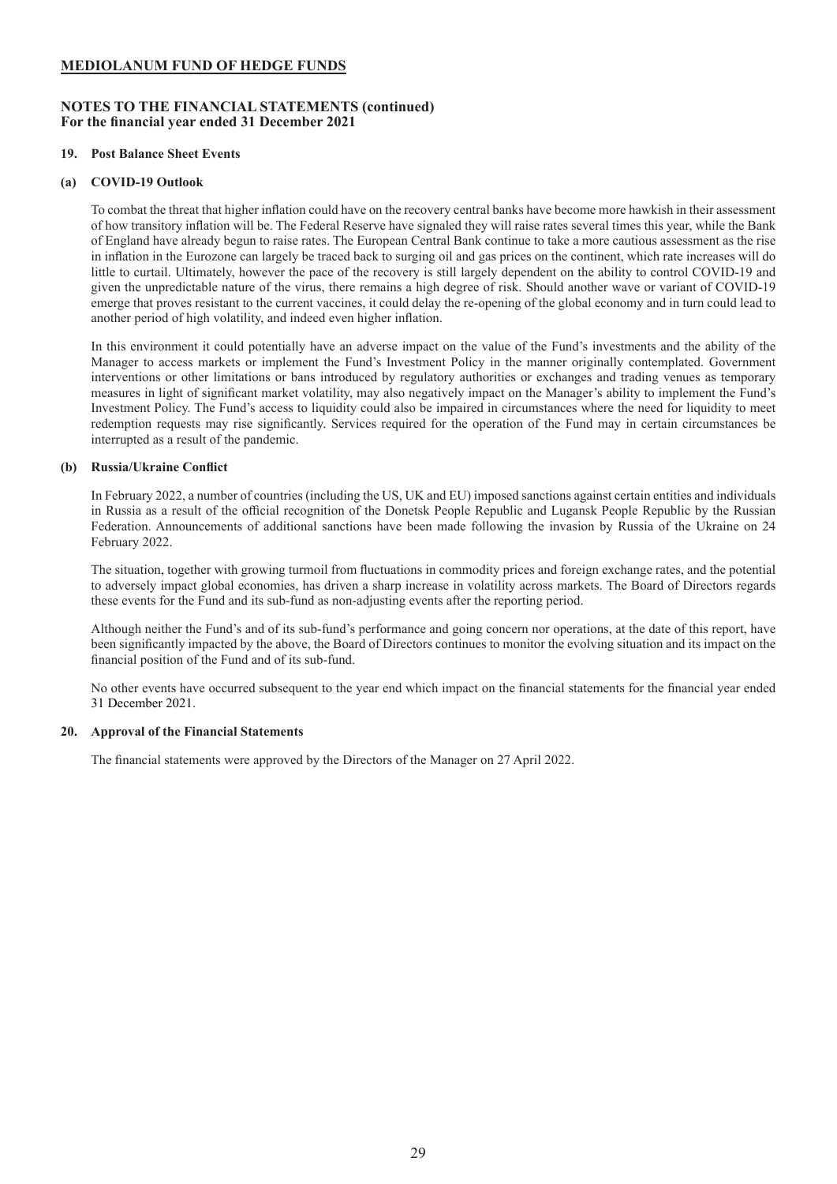**MEDIOLANUM FUND OF HEDGE FUNDS**

**NOTES TO THE FINANCIAL STATEMENTS (continued)**
**For the financial year ended 31 December 2021**

**19. Post Balance Sheet Events**

**(a) COVID-19 Outlook**

To combat the threat that higher inflation could have on the recovery central banks have become more hawkish in their assessment of how transitory inflation will be. The Federal Reserve have signaled they will raise rates several times this year, while the Bank of England have already begun to raise rates. The European Central Bank continue to take a more cautious assessment as the rise in inflation in the Eurozone can largely be traced back to surging oil and gas prices on the continent, which rate increases will do little to curtail. Ultimately, however the pace of the recovery is still largely dependent on the ability to control COVID-19 and given the unpredictable nature of the virus, there remains a high degree of risk. Should another wave or variant of COVID-19 emerge that proves resistant to the current vaccines, it could delay the re-opening of the global economy and in turn could lead to another period of high volatility, and indeed even higher inflation.

In this environment it could potentially have an adverse impact on the value of the Fund's investments and the ability of the Manager to access markets or implement the Fund's Investment Policy in the manner originally contemplated. Government interventions or other limitations or bans introduced by regulatory authorities or exchanges and trading venues as temporary measures in light of significant market volatility, may also negatively impact on the Manager's ability to implement the Fund's Investment Policy. The Fund's access to liquidity could also be impaired in circumstances where the need for liquidity to meet redemption requests may rise significantly. Services required for the operation of the Fund may in certain circumstances be interrupted as a result of the pandemic.

**(b) Russia/Ukraine Conflict**

In February 2022, a number of countries (including the US, UK and EU) imposed sanctions against certain entities and individuals in Russia as a result of the official recognition of the Donetsk People Republic and Lugansk People Republic by the Russian Federation. Announcements of additional sanctions have been made following the invasion by Russia of the Ukraine on 24 February 2022.

The situation, together with growing turmoil from fluctuations in commodity prices and foreign exchange rates, and the potential to adversely impact global economies, has driven a sharp increase in volatility across markets. The Board of Directors regards these events for the Fund and its sub-fund as non-adjusting events after the reporting period.

Although neither the Fund's and of its sub-fund's performance and going concern nor operations, at the date of this report, have been significantly impacted by the above, the Board of Directors continues to monitor the evolving situation and its impact on the financial position of the Fund and of its sub-fund.

No other events have occurred subsequent to the year end which impact on the financial statements for the financial year ended 31 December 2021.

**20. Approval of the Financial Statements**

The financial statements were approved by the Directors of the Manager on 27 April 2022.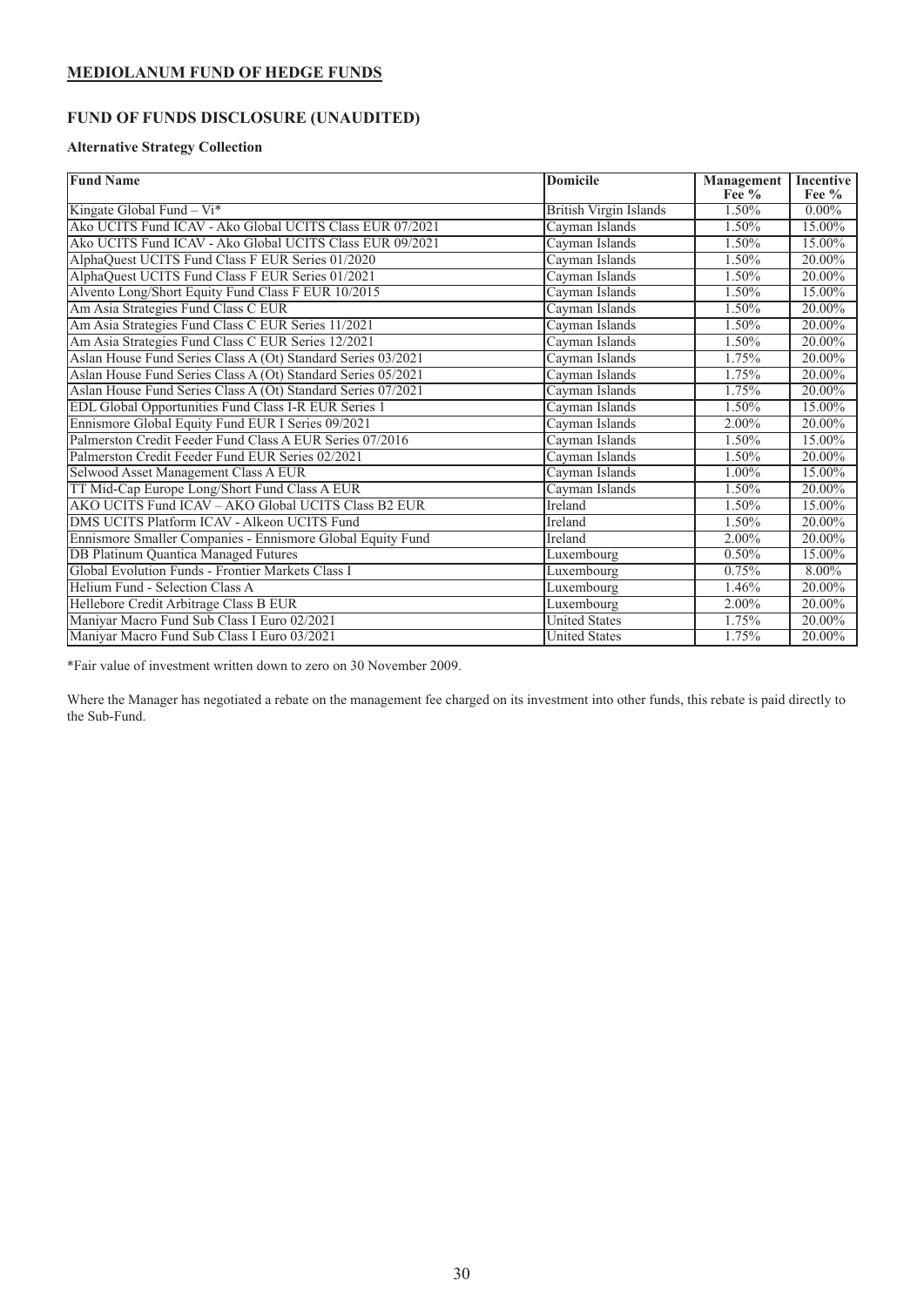## MEDIOLANUM FUND OF HEDGE FUNDS

## FUND OF FUNDS DISCLOSURE (UNAUDITED)

### Alternative Strategy Collection

| Fund Name | Domicile | Management Fee % | Incentive Fee % |
|---|---|---|---|
| Kingate Global Fund – Vi* | British Virgin Islands | 1.50% | 0.00% |
| Ako UCITS Fund ICAV - Ako Global UCITS Class EUR 07/2021 | Cayman Islands | 1.50% | 15.00% |
| Ako UCITS Fund ICAV - Ako Global UCITS Class EUR 09/2021 | Cayman Islands | 1.50% | 15.00% |
| AlphaQuest UCITS Fund Class F EUR Series 01/2020 | Cayman Islands | 1.50% | 20.00% |
| AlphaQuest UCITS Fund Class F EUR Series 01/2021 | Cayman Islands | 1.50% | 20.00% |
| Alvento Long/Short Equity Fund Class F EUR 10/2015 | Cayman Islands | 1.50% | 15.00% |
| Am Asia Strategies Fund Class C EUR | Cayman Islands | 1.50% | 20.00% |
| Am Asia Strategies Fund Class C EUR Series 11/2021 | Cayman Islands | 1.50% | 20.00% |
| Am Asia Strategies Fund Class C EUR Series 12/2021 | Cayman Islands | 1.50% | 20.00% |
| Aslan House Fund Series Class A (Ot) Standard Series 03/2021 | Cayman Islands | 1.75% | 20.00% |
| Aslan House Fund Series Class A (Ot) Standard Series 05/2021 | Cayman Islands | 1.75% | 20.00% |
| Aslan House Fund Series Class A (Ot) Standard Series 07/2021 | Cayman Islands | 1.75% | 20.00% |
| EDL Global Opportunities Fund Class I-R EUR Series 1 | Cayman Islands | 1.50% | 15.00% |
| Ennismore Global Equity Fund EUR I Series 09/2021 | Cayman Islands | 2.00% | 20.00% |
| Palmerston Credit Feeder Fund Class A EUR Series 07/2016 | Cayman Islands | 1.50% | 15.00% |
| Palmerston Credit Feeder Fund EUR Series 02/2021 | Cayman Islands | 1.50% | 20.00% |
| Selwood Asset Management Class A EUR | Cayman Islands | 1.00% | 15.00% |
| TT Mid-Cap Europe Long/Short Fund Class A EUR | Cayman Islands | 1.50% | 20.00% |
| AKO UCITS Fund ICAV – AKO Global UCITS Class B2 EUR | Ireland | 1.50% | 15.00% |
| DMS UCITS Platform ICAV - Alkeon UCITS Fund | Ireland | 1.50% | 20.00% |
| Ennismore Smaller Companies - Ennismore Global Equity Fund | Ireland | 2.00% | 20.00% |
| DB Platinum Quantica Managed Futures | Luxembourg | 0.50% | 15.00% |
| Global Evolution Funds - Frontier Markets Class I | Luxembourg | 0.75% | 8.00% |
| Helium Fund - Selection Class A | Luxembourg | 1.46% | 20.00% |
| Hellebore Credit Arbitrage Class B EUR | Luxembourg | 2.00% | 20.00% |
| Maniyar Macro Fund Sub Class I Euro 02/2021 | United States | 1.75% | 20.00% |
| Maniyar Macro Fund Sub Class I Euro 03/2021 | United States | 1.75% | 20.00% |

*Fair value of investment written down to zero on 30 November 2009.

Where the Manager has negotiated a rebate on the management fee charged on its investment into other funds, this rebate is paid directly to the Sub-Fund.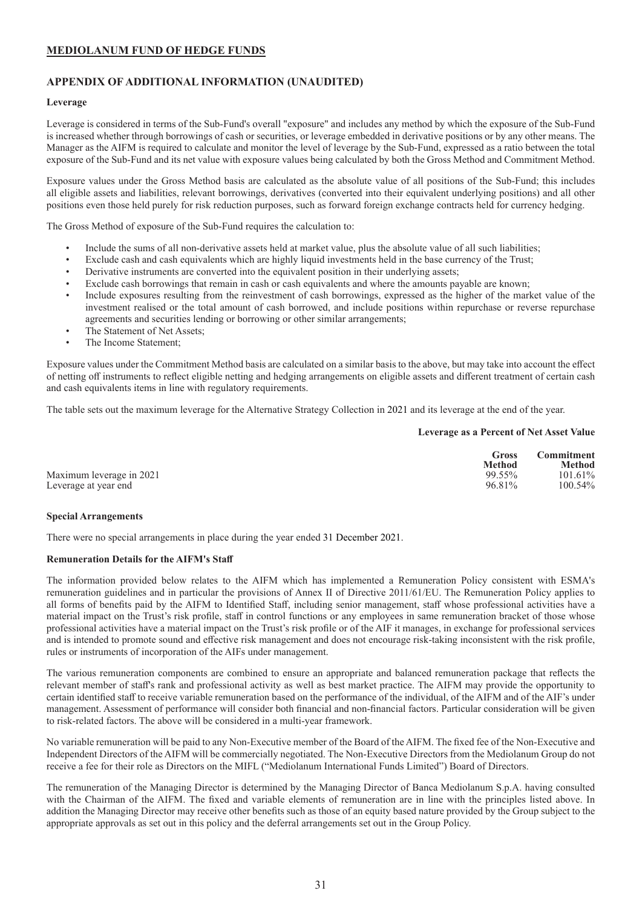## MEDIOLANUM FUND OF HEDGE FUNDS

## APPENDIX OF ADDITIONAL INFORMATION (UNAUDITED)

### Leverage

Leverage is considered in terms of the Sub-Fund's overall "exposure" and includes any method by which the exposure of the Sub-Fund is increased whether through borrowings of cash or securities, or leverage embedded in derivative positions or by any other means. The Manager as the AIFM is required to calculate and monitor the level of leverage by the Sub-Fund, expressed as a ratio between the total exposure of the Sub-Fund and its net value with exposure values being calculated by both the Gross Method and Commitment Method.

Exposure values under the Gross Method basis are calculated as the absolute value of all positions of the Sub-Fund; this includes all eligible assets and liabilities, relevant borrowings, derivatives (converted into their equivalent underlying positions) and all other positions even those held purely for risk reduction purposes, such as forward foreign exchange contracts held for currency hedging.

The Gross Method of exposure of the Sub-Fund requires the calculation to:

- Include the sums of all non-derivative assets held at market value, plus the absolute value of all such liabilities;
- Exclude cash and cash equivalents which are highly liquid investments held in the base currency of the Trust;
- Derivative instruments are converted into the equivalent position in their underlying assets;
- Exclude cash borrowings that remain in cash or cash equivalents and where the amounts payable are known;
- Include exposures resulting from the reinvestment of cash borrowings, expressed as the higher of the market value of the investment realised or the total amount of cash borrowed, and include positions within repurchase or reverse repurchase agreements and securities lending or borrowing or other similar arrangements;
- The Statement of Net Assets;
- The Income Statement;

Exposure values under the Commitment Method basis are calculated on a similar basis to the above, but may take into account the effect of netting off instruments to reflect eligible netting and hedging arrangements on eligible assets and different treatment of certain cash and cash equivalents items in line with regulatory requirements.

The table sets out the maximum leverage for the Alternative Strategy Collection in 2021 and its leverage at the end of the year.

| | Leverage as a Percent of Net Asset Value | |
|---|---|---|
| | **Gross Method** | **Commitment Method** |
| Maximum leverage in 2021 | 99.55% | 101.61% |
| Leverage at year end | 96.81% | 100.54% |

### Special Arrangements

There were no special arrangements in place during the year ended 31 December 2021.

### Remuneration Details for the AIFM's Staff

The information provided below relates to the AIFM which has implemented a Remuneration Policy consistent with ESMA's remuneration guidelines and in particular the provisions of Annex II of Directive 2011/61/EU. The Remuneration Policy applies to all forms of benefits paid by the AIFM to Identified Staff, including senior management, staff whose professional activities have a material impact on the Trust's risk profile, staff in control functions or any employees in same remuneration bracket of those whose professional activities have a material impact on the Trust's risk profile or of the AIF it manages, in exchange for professional services and is intended to promote sound and effective risk management and does not encourage risk-taking inconsistent with the risk profile, rules or instruments of incorporation of the AIFs under management.

The various remuneration components are combined to ensure an appropriate and balanced remuneration package that reflects the relevant member of staff's rank and professional activity as well as best market practice. The AIFM may provide the opportunity to certain identified staff to receive variable remuneration based on the performance of the individual, of the AIFM and of the AIF's under management. Assessment of performance will consider both financial and non-financial factors. Particular consideration will be given to risk-related factors. The above will be considered in a multi-year framework.

No variable remuneration will be paid to any Non-Executive member of the Board of the AIFM. The fixed fee of the Non-Executive and Independent Directors of the AIFM will be commercially negotiated. The Non-Executive Directors from the Mediolanum Group do not receive a fee for their role as Directors on the MIFL ("Mediolanum International Funds Limited") Board of Directors.

The remuneration of the Managing Director is determined by the Managing Director of Banca Mediolanum S.p.A. having consulted with the Chairman of the AIFM. The fixed and variable elements of remuneration are in line with the principles listed above. In addition the Managing Director may receive other benefits such as those of an equity based nature provided by the Group subject to the appropriate approvals as set out in this policy and the deferral arrangements set out in the Group Policy.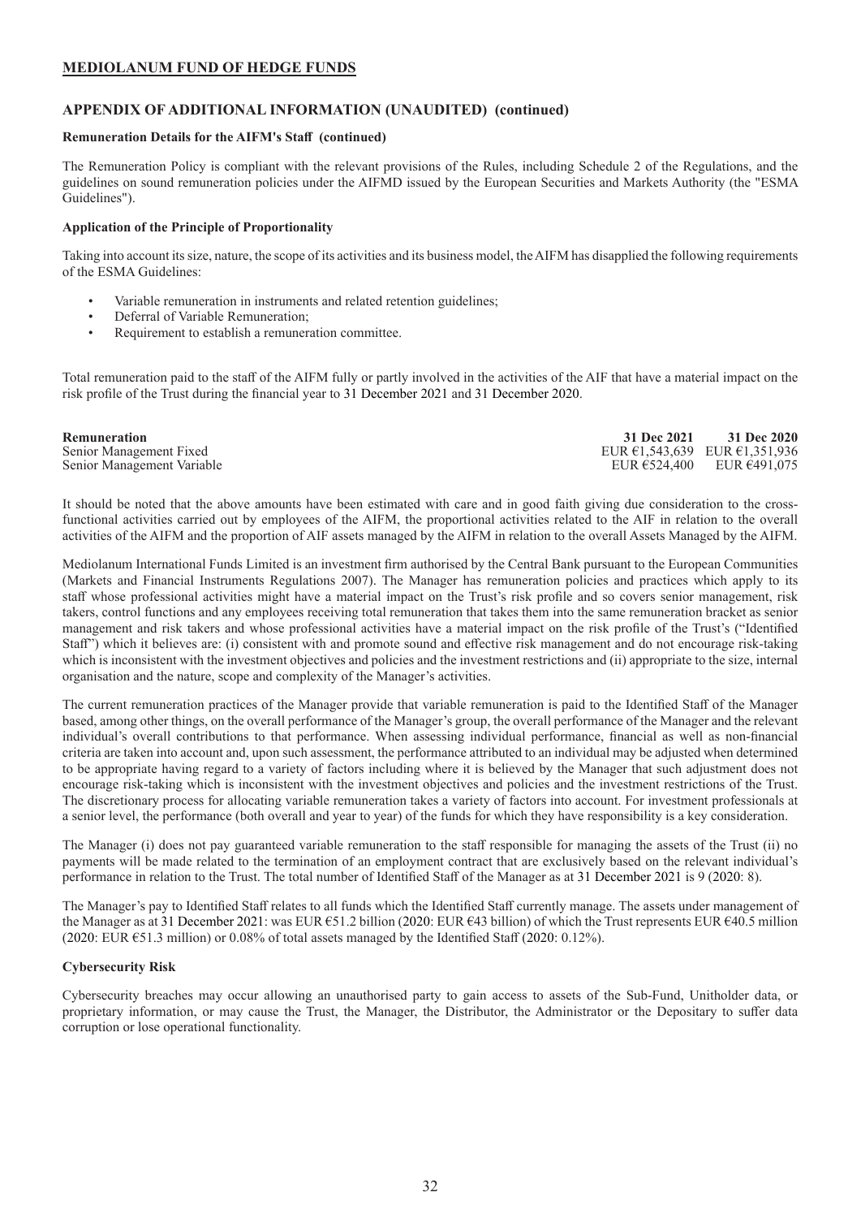## MEDIOLANUM FUND OF HEDGE FUNDS

### APPENDIX OF ADDITIONAL INFORMATION (UNAUDITED) (continued)

**Remuneration Details for the AIFM's Staff (continued)**

The Remuneration Policy is compliant with the relevant provisions of the Rules, including Schedule 2 of the Regulations, and the guidelines on sound remuneration policies under the AIFMD issued by the European Securities and Markets Authority (the "ESMA Guidelines").

**Application of the Principle of Proportionality**

Taking into account its size, nature, the scope of its activities and its business model, the AIFM has disapplied the following requirements of the ESMA Guidelines:

- Variable remuneration in instruments and related retention guidelines;
- Deferral of Variable Remuneration;
- Requirement to establish a remuneration committee.

Total remuneration paid to the staff of the AIFM fully or partly involved in the activities of the AIF that have a material impact on the risk profile of the Trust during the financial year to 31 December 2021 and 31 December 2020.

| Remuneration | 31 Dec 2021 | 31 Dec 2020 |
|---|---|---|
| Senior Management Fixed | EUR €1,543,639 | EUR €1,351,936 |
| Senior Management Variable | EUR €524,400 | EUR €491,075 |

It should be noted that the above amounts have been estimated with care and in good faith giving due consideration to the cross-functional activities carried out by employees of the AIFM, the proportional activities related to the AIF in relation to the overall activities of the AIFM and the proportion of AIF assets managed by the AIFM in relation to the overall Assets Managed by the AIFM.

Mediolanum International Funds Limited is an investment firm authorised by the Central Bank pursuant to the European Communities (Markets and Financial Instruments Regulations 2007). The Manager has remuneration policies and practices which apply to its staff whose professional activities might have a material impact on the Trust's risk profile and so covers senior management, risk takers, control functions and any employees receiving total remuneration that takes them into the same remuneration bracket as senior management and risk takers and whose professional activities have a material impact on the risk profile of the Trust's ("Identified Staff") which it believes are: (i) consistent with and promote sound and effective risk management and do not encourage risk-taking which is inconsistent with the investment objectives and policies and the investment restrictions and (ii) appropriate to the size, internal organisation and the nature, scope and complexity of the Manager's activities.

The current remuneration practices of the Manager provide that variable remuneration is paid to the Identified Staff of the Manager based, among other things, on the overall performance of the Manager's group, the overall performance of the Manager and the relevant individual's overall contributions to that performance. When assessing individual performance, financial as well as non-financial criteria are taken into account and, upon such assessment, the performance attributed to an individual may be adjusted when determined to be appropriate having regard to a variety of factors including where it is believed by the Manager that such adjustment does not encourage risk-taking which is inconsistent with the investment objectives and policies and the investment restrictions of the Trust. The discretionary process for allocating variable remuneration takes a variety of factors into account. For investment professionals at a senior level, the performance (both overall and year to year) of the funds for which they have responsibility is a key consideration.

The Manager (i) does not pay guaranteed variable remuneration to the staff responsible for managing the assets of the Trust (ii) no payments will be made related to the termination of an employment contract that are exclusively based on the relevant individual's performance in relation to the Trust. The total number of Identified Staff of the Manager as at 31 December 2021 is 9 (2020: 8).

The Manager's pay to Identified Staff relates to all funds which the Identified Staff currently manage. The assets under management of the Manager as at 31 December 2021: was EUR €51.2 billion (2020: EUR €43 billion) of which the Trust represents EUR €40.5 million (2020: EUR €51.3 million) or 0.08% of total assets managed by the Identified Staff (2020: 0.12%).

**Cybersecurity Risk**

Cybersecurity breaches may occur allowing an unauthorised party to gain access to assets of the Sub-Fund, Unitholder data, or proprietary information, or may cause the Trust, the Manager, the Distributor, the Administrator or the Depositary to suffer data corruption or lose operational functionality.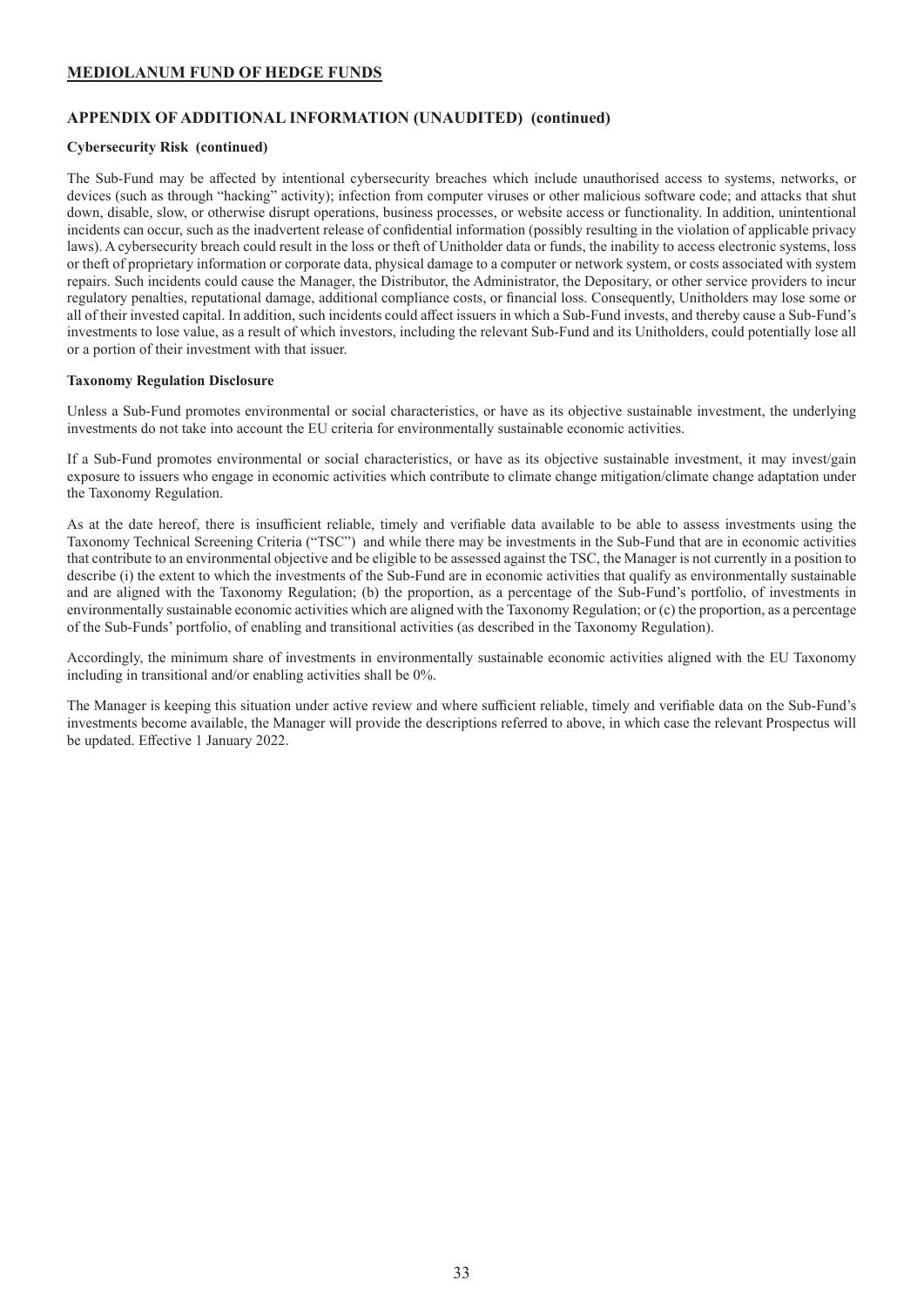## MEDIOLANUM FUND OF HEDGE FUNDS

## APPENDIX OF ADDITIONAL INFORMATION (UNAUDITED) (continued)

### Cybersecurity Risk (continued)

The Sub-Fund may be affected by intentional cybersecurity breaches which include unauthorised access to systems, networks, or devices (such as through "hacking" activity); infection from computer viruses or other malicious software code; and attacks that shut down, disable, slow, or otherwise disrupt operations, business processes, or website access or functionality. In addition, unintentional incidents can occur, such as the inadvertent release of confidential information (possibly resulting in the violation of applicable privacy laws). A cybersecurity breach could result in the loss or theft of Unitholder data or funds, the inability to access electronic systems, loss or theft of proprietary information or corporate data, physical damage to a computer or network system, or costs associated with system repairs. Such incidents could cause the Manager, the Distributor, the Administrator, the Depositary, or other service providers to incur regulatory penalties, reputational damage, additional compliance costs, or financial loss. Consequently, Unitholders may lose some or all of their invested capital. In addition, such incidents could affect issuers in which a Sub-Fund invests, and thereby cause a Sub-Fund's investments to lose value, as a result of which investors, including the relevant Sub-Fund and its Unitholders, could potentially lose all or a portion of their investment with that issuer.

### Taxonomy Regulation Disclosure

Unless a Sub-Fund promotes environmental or social characteristics, or have as its objective sustainable investment, the underlying investments do not take into account the EU criteria for environmentally sustainable economic activities.

If a Sub-Fund promotes environmental or social characteristics, or have as its objective sustainable investment, it may invest/gain exposure to issuers who engage in economic activities which contribute to climate change mitigation/climate change adaptation under the Taxonomy Regulation.

As at the date hereof, there is insufficient reliable, timely and verifiable data available to be able to assess investments using the Taxonomy Technical Screening Criteria ("TSC") and while there may be investments in the Sub-Fund that are in economic activities that contribute to an environmental objective and be eligible to be assessed against the TSC, the Manager is not currently in a position to describe (i) the extent to which the investments of the Sub-Fund are in economic activities that qualify as environmentally sustainable and are aligned with the Taxonomy Regulation; (b) the proportion, as a percentage of the Sub-Fund's portfolio, of investments in environmentally sustainable economic activities which are aligned with the Taxonomy Regulation; or (c) the proportion, as a percentage of the Sub-Funds' portfolio, of enabling and transitional activities (as described in the Taxonomy Regulation).

Accordingly, the minimum share of investments in environmentally sustainable economic activities aligned with the EU Taxonomy including in transitional and/or enabling activities shall be 0%.

The Manager is keeping this situation under active review and where sufficient reliable, timely and verifiable data on the Sub-Fund's investments become available, the Manager will provide the descriptions referred to above, in which case the relevant Prospectus will be updated. Effective 1 January 2022.